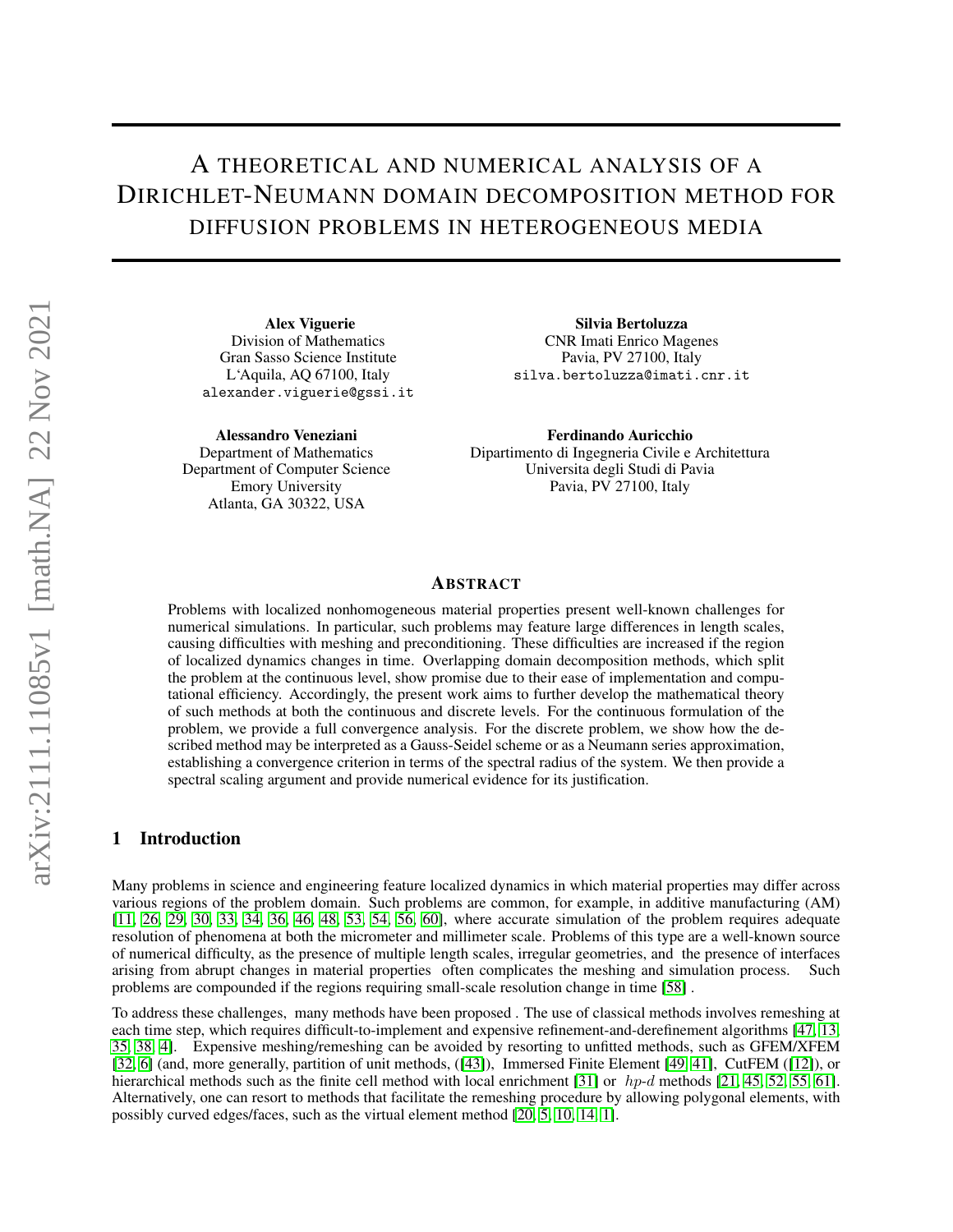# A theoretical and numerical analysis of a Dirichlet-Neumann domain decomposition method for diffusion problems in heterogeneous media

**Alex Viguerie**
Division of Mathematics
Gran Sasso Science Institute
L'Aquila, AQ 67100, Italy
alexander.viguerie@gssi.it

**Silvia Bertoluzza**
CNR Imati Enrico Magenes
Pavia, PV 27100, Italy
silva.bertoluzza@imati.cnr.it

**Alessandro Veneziani**
Department of Mathematics
Department of Computer Science
Emory University
Atlanta, GA 30322, USA

**Ferdinando Auricchio**
Dipartimento di Ingegneria Civile e Architettura
Universita degli Studi di Pavia
Pavia, PV 27100, Italy

## Abstract

Problems with localized nonhomogeneous material properties present well-known challenges for numerical simulations. In particular, such problems may feature large differences in length scales, causing difficulties with meshing and preconditioning. These difficulties are increased if the region of localized dynamics changes in time. Overlapping domain decomposition methods, which split the problem at the continuous level, show promise due to their ease of implementation and computational efficiency. Accordingly, the present work aims to further develop the mathematical theory of such methods at both the continuous and discrete levels. For the continuous formulation of the problem, we provide a full convergence analysis. For the discrete problem, we show how the described method may be interpreted as a Gauss-Seidel scheme or as a Neumann series approximation, establishing a convergence criterion in terms of the spectral radius of the system. We then provide a spectral scaling argument and provide numerical evidence for its justification.

## 1 Introduction

Many problems in science and engineering feature localized dynamics in which material properties may differ across various regions of the problem domain. Such problems are common, for example, in additive manufacturing (AM) [11, 26, 29, 30, 33, 34, 36, 46, 48, 53, 54, 56, 60], where accurate simulation of the problem requires adequate resolution of phenomena at both the micrometer and millimeter scale. Problems of this type are a well-known source of numerical difficulty, as the presence of multiple length scales, irregular geometries, and the presence of interfaces arising from abrupt changes in material properties often complicates the meshing and simulation process. Such problems are compounded if the regions requiring small-scale resolution change in time [58] .

To address these challenges, many methods have been proposed . The use of classical methods involves remeshing at each time step, which requires difficult-to-implement and expensive refinement-and-derefinement algorithms [47, 13, 35, 38, 4]. Expensive meshing/remeshing can be avoided by resorting to unfitted methods, such as GFEM/XFEM [32, 6] (and, more generally, partition of unit methods, ([43]), Immersed Finite Element [49, 41], CutFEM ([12]), or hierarchical methods such as the finite cell method with local enrichment [31] or $hp$-$d$ methods [21, 45, 52, 55, 61]. Alternatively, one can resort to methods that facilitate the remeshing procedure by allowing polygonal elements, with possibly curved edges/faces, such as the virtual element method [20, 5, 10, 14, 1].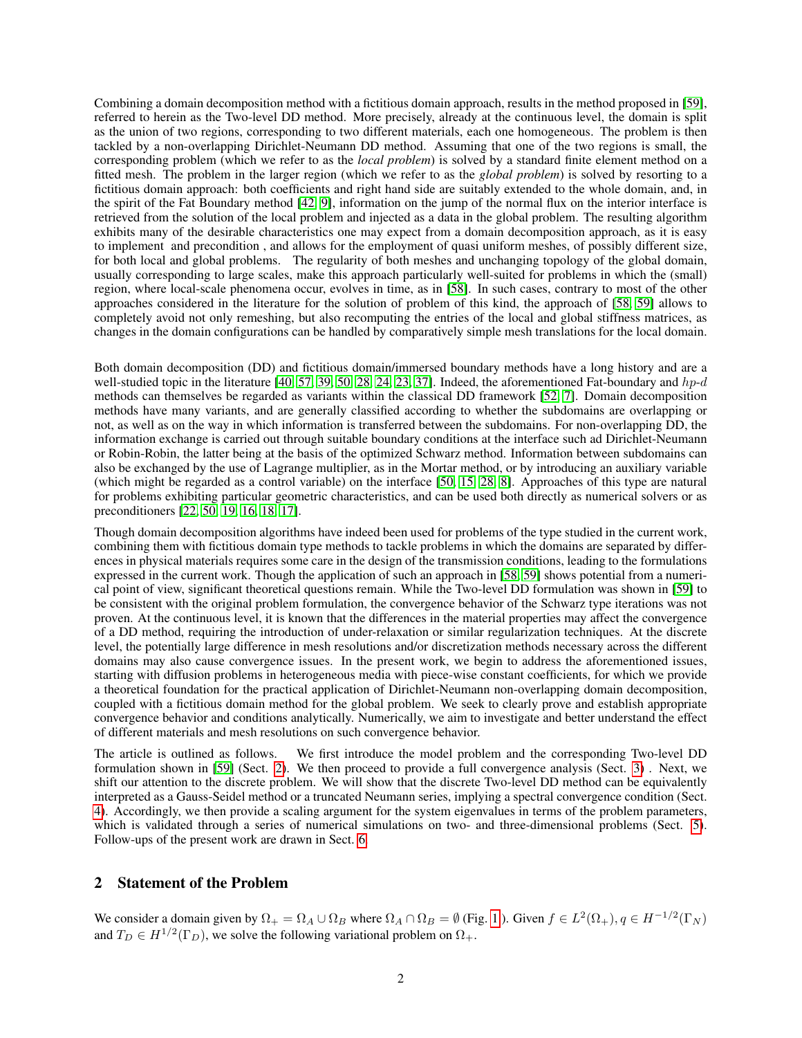Combining a domain decomposition method with a fictitious domain approach, results in the method proposed in [59], referred to herein as the Two-level DD method. More precisely, already at the continuous level, the domain is split as the union of two regions, corresponding to two different materials, each one homogeneous. The problem is then tackled by a non-overlapping Dirichlet-Neumann DD method. Assuming that one of the two regions is small, the corresponding problem (which we refer to as the *local problem*) is solved by a standard finite element method on a fitted mesh. The problem in the larger region (which we refer to as the *global problem*) is solved by resorting to a fictitious domain approach: both coefficients and right hand side are suitably extended to the whole domain, and, in the spirit of the Fat Boundary method [42, 9], information on the jump of the normal flux on the interior interface is retrieved from the solution of the local problem and injected as a data in the global problem. The resulting algorithm exhibits many of the desirable characteristics one may expect from a domain decomposition approach, as it is easy to implement and precondition , and allows for the employment of quasi uniform meshes, of possibly different size, for both local and global problems. The regularity of both meshes and unchanging topology of the global domain, usually corresponding to large scales, make this approach particularly well-suited for problems in which the (small) region, where local-scale phenomena occur, evolves in time, as in [58]. In such cases, contrary to most of the other approaches considered in the literature for the solution of problem of this kind, the approach of [58, 59] allows to completely avoid not only remeshing, but also recomputing the entries of the local and global stiffness matrices, as changes in the domain configurations can be handled by comparatively simple mesh translations for the local domain.

Both domain decomposition (DD) and fictitious domain/immersed boundary methods have a long history and are a well-studied topic in the literature [40, 57, 39, 50, 28, 24, 23, 37]. Indeed, the aforementioned Fat-boundary and $hp$-$d$ methods can themselves be regarded as variants within the classical DD framework [52, 7]. Domain decomposition methods have many variants, and are generally classified according to whether the subdomains are overlapping or not, as well as on the way in which information is transferred between the subdomains. For non-overlapping DD, the information exchange is carried out through suitable boundary conditions at the interface such ad Dirichlet-Neumann or Robin-Robin, the latter being at the basis of the optimized Schwarz method. Information between subdomains can also be exchanged by the use of Lagrange multiplier, as in the Mortar method, or by introducing an auxiliary variable (which might be regarded as a control variable) on the interface [50, 15, 28, 8]. Approaches of this type are natural for problems exhibiting particular geometric characteristics, and can be used both directly as numerical solvers or as preconditioners [22, 50, 19, 16, 18, 17].

Though domain decomposition algorithms have indeed been used for problems of the type studied in the current work, combining them with fictitious domain type methods to tackle problems in which the domains are separated by differences in physical materials requires some care in the design of the transmission conditions, leading to the formulations expressed in the current work. Though the application of such an approach in [58, 59] shows potential from a numerical point of view, significant theoretical questions remain. While the Two-level DD formulation was shown in [59] to be consistent with the original problem formulation, the convergence behavior of the Schwarz type iterations was not proven. At the continuous level, it is known that the differences in the material properties may affect the convergence of a DD method, requiring the introduction of under-relaxation or similar regularization techniques. At the discrete level, the potentially large difference in mesh resolutions and/or discretization methods necessary across the different domains may also cause convergence issues. In the present work, we begin to address the aforementioned issues, starting with diffusion problems in heterogeneous media with piece-wise constant coefficients, for which we provide a theoretical foundation for the practical application of Dirichlet-Neumann non-overlapping domain decomposition, coupled with a fictitious domain method for the global problem. We seek to clearly prove and establish appropriate convergence behavior and conditions analytically. Numerically, we aim to investigate and better understand the effect of different materials and mesh resolutions on such convergence behavior.

The article is outlined as follows. We first introduce the model problem and the corresponding Two-level DD formulation shown in [59] (Sect. 2). We then proceed to provide a full convergence analysis (Sect. 3) . Next, we shift our attention to the discrete problem. We will show that the discrete Two-level DD method can be equivalently interpreted as a Gauss-Seidel method or a truncated Neumann series, implying a spectral convergence condition (Sect. 4). Accordingly, we then provide a scaling argument for the system eigenvalues in terms of the problem parameters, which is validated through a series of numerical simulations on two- and three-dimensional problems (Sect. 5). Follow-ups of the present work are drawn in Sect. 6.

## 2 Statement of the Problem

We consider a domain given by $\Omega_+ = \Omega_A \cup \Omega_B$ where $\Omega_A \cap \Omega_B = \emptyset$ (Fig. 1). Given $f \in L^2(\Omega_+), q \in H^{-1/2}(\Gamma_N)$ and $T_D \in H^{1/2}(\Gamma_D)$, we solve the following variational problem on $\Omega_+$.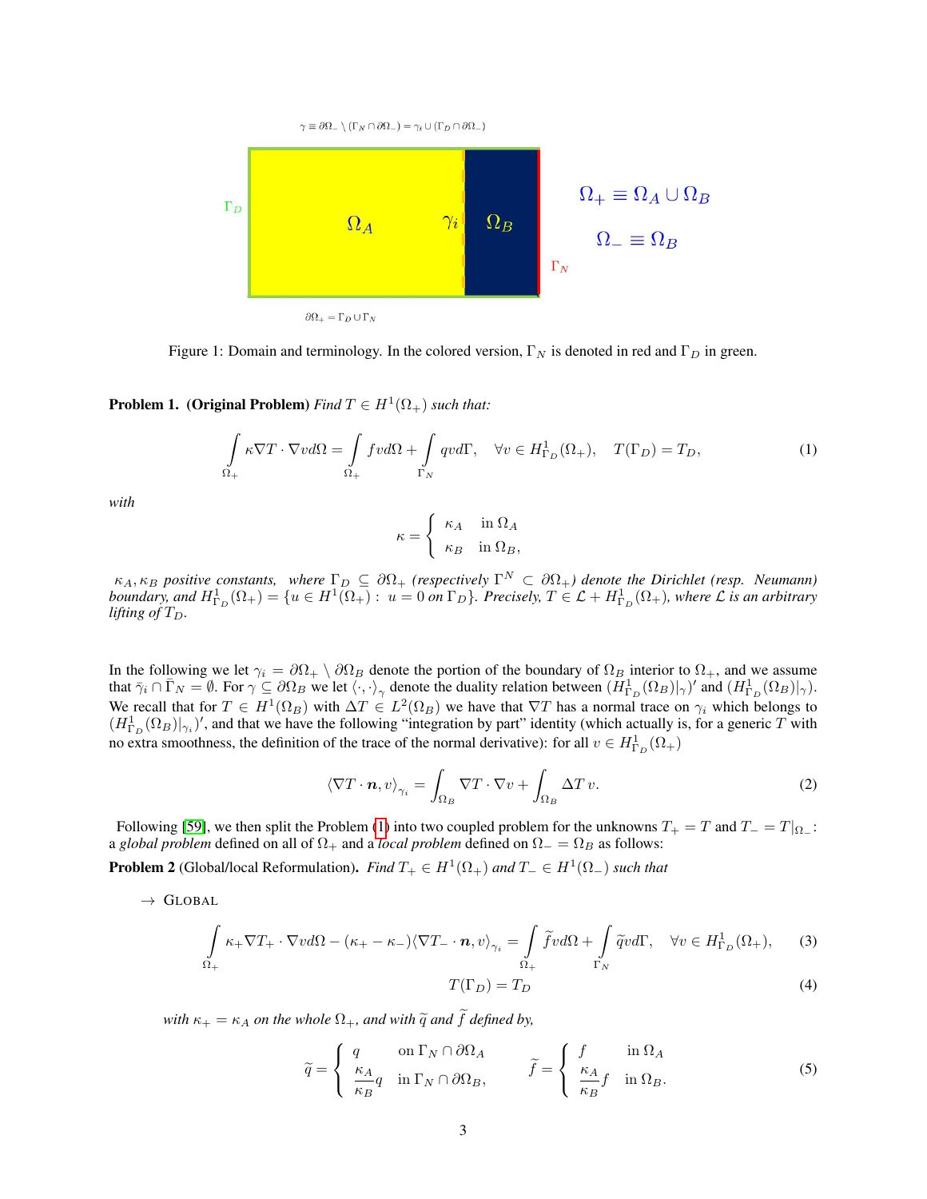$\gamma \equiv \partial\Omega_- \setminus (\Gamma_N \cap \partial\Omega_-) = \gamma_i \cup (\Gamma_D \cap \partial\Omega_-)$

$\Gamma_D$ $\Omega_A$ $\gamma_i$ $\Omega_B$ $\Gamma_N$

$\Omega_+ \equiv \Omega_A \cup \Omega_B$

$\Omega_- \equiv \Omega_B$

$\partial\Omega_+ = \Gamma_D \cup \Gamma_N$

Figure 1: Domain and terminology. In the colored version, $\Gamma_N$ is denoted in red and $\Gamma_D$ in green.

**Problem 1. (Original Problem)** *Find $T \in H^1(\Omega_+)$ such that:*

$$\int_{\Omega_+} \kappa \nabla T \cdot \nabla v d\Omega = \int_{\Omega_+} f v d\Omega + \int_{\Gamma_N} q v d\Gamma, \quad \forall v \in H^1_{\Gamma_D}(\Omega_+), \quad T(\Gamma_D) = T_D, \tag{1}$$

*with*

$$\kappa = \begin{cases} \kappa_A & \text{in } \Omega_A \\ \kappa_B & \text{in } \Omega_B, \end{cases}$$

*$\kappa_A, \kappa_B$ positive constants, where $\Gamma_D \subseteq \partial\Omega_+$ (respectively $\Gamma^N \subset \partial\Omega_+$) denote the Dirichlet (resp. Neumann) boundary, and $H^1_{\Gamma_D}(\Omega_+) = \{u \in H^1(\Omega_+) : u = 0 \text{ on } \Gamma_D\}$. Precisely, $T \in \mathcal{L} + H^1_{\Gamma_D}(\Omega_+)$, where $\mathcal{L}$ is an arbitrary lifting of $T_D$.*

In the following we let $\gamma_i = \partial\Omega_+ \setminus \partial\Omega_B$ denote the portion of the boundary of $\Omega_B$ interior to $\Omega_+$, and we assume that $\bar{\gamma}_i \cap \bar{\Gamma}_N = \emptyset$. For $\gamma \subseteq \partial\Omega_B$ we let $\langle \cdot, \cdot \rangle_\gamma$ denote the duality relation between $(H^1_{\Gamma_D}(\Omega_B)|_\gamma)'$ and $(H^1_{\Gamma_D}(\Omega_B)|_\gamma)$. We recall that for $T \in H^1(\Omega_B)$ with $\Delta T \in L^2(\Omega_B)$ we have that $\nabla T$ has a normal trace on $\gamma_i$ which belongs to $(H^1_{\Gamma_D}(\Omega_B)|_{\gamma_i})'$, and that we have the following "integration by part" identity (which actually is, for a generic $T$ with no extra smoothness, the definition of the trace of the normal derivative): for all $v \in H^1_{\Gamma_D}(\Omega_+)$

$$\langle \nabla T \cdot \boldsymbol{n}, v \rangle_{\gamma_i} = \int_{\Omega_B} \nabla T \cdot \nabla v + \int_{\Omega_B} \Delta T \, v. \tag{2}$$

Following [59], we then split the Problem (1) into two coupled problem for the unknowns $T_+ = T$ and $T_- = T|_{\Omega_-}$: a *global problem* defined on all of $\Omega_+$ and a *local problem* defined on $\Omega_- = \Omega_B$ as follows:

**Problem 2** (Global/local Reformulation)**.** *Find $T_+ \in H^1(\Omega_+)$ and $T_- \in H^1(\Omega_-)$ such that*

$\rightarrow$ GLOBAL

$$\int_{\Omega_+} \kappa_+ \nabla T_+ \cdot \nabla v d\Omega - (\kappa_+ - \kappa_-) \langle \nabla T_- \cdot \boldsymbol{n}, v \rangle_{\gamma_i} = \int_{\Omega_+} \widetilde{f} v d\Omega + \int_{\Gamma_N} \widetilde{q} v d\Gamma, \quad \forall v \in H^1_{\Gamma_D}(\Omega_+), \tag{3}$$

$$T(\Gamma_D) = T_D \tag{4}$$

*with $\kappa_+ = \kappa_A$ on the whole $\Omega_+$, and with $\widetilde{q}$ and $\widetilde{f}$ defined by,*

$$\widetilde{q} = \begin{cases} q & \text{on } \Gamma_N \cap \partial\Omega_A \\ \dfrac{\kappa_A}{\kappa_B} q & \text{in } \Gamma_N \cap \partial\Omega_B, \end{cases} \qquad \widetilde{f} = \begin{cases} f & \text{in } \Omega_A \\ \dfrac{\kappa_A}{\kappa_B} f & \text{in } \Omega_B. \end{cases} \tag{5}$$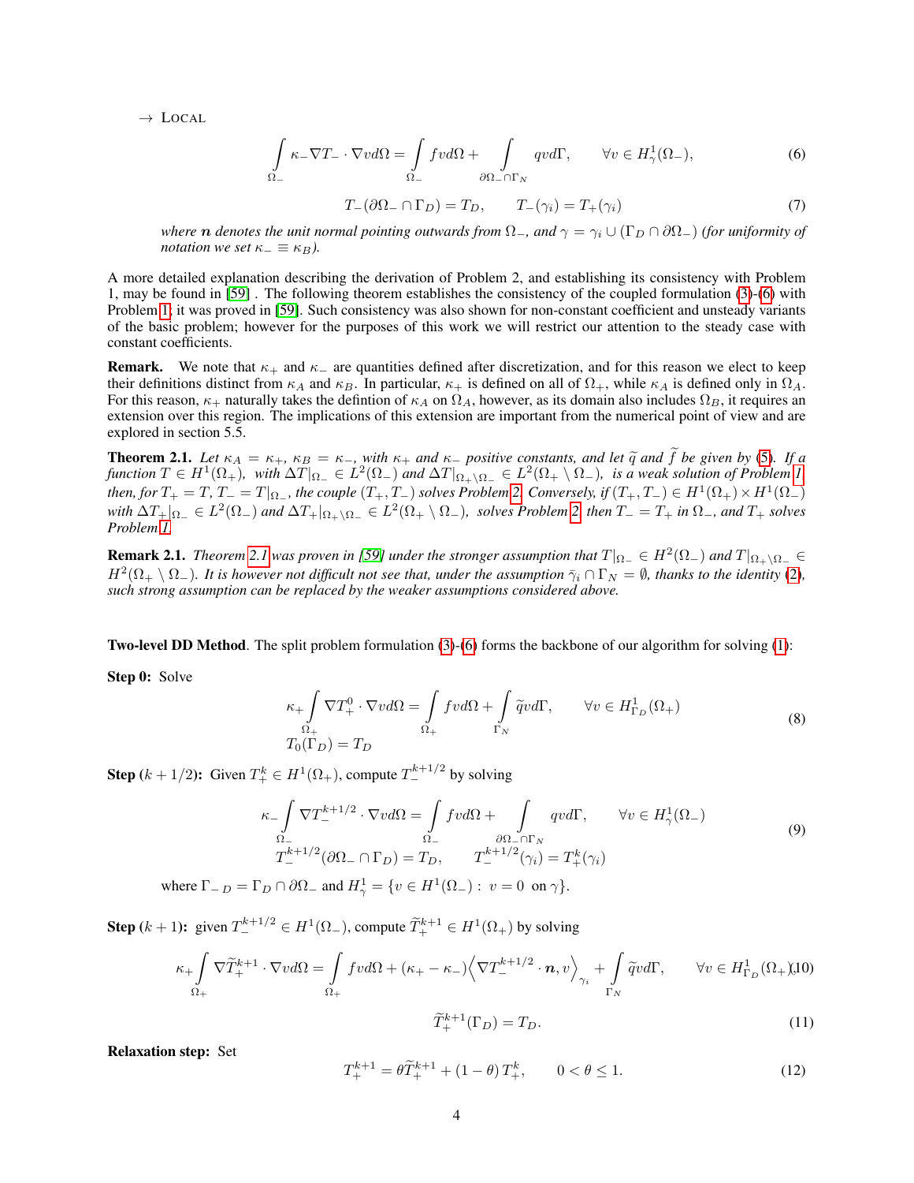→ LOCAL

$$\int_{\Omega_-} \kappa_- \nabla T_- \cdot \nabla v d\Omega = \int_{\Omega_-} f v d\Omega + \int_{\partial\Omega_- \cap \Gamma_N} q v d\Gamma, \qquad \forall v \in H^1_\gamma(\Omega_-), \tag{6}$$

$$T_-(\partial\Omega_- \cap \Gamma_D) = T_D, \qquad T_-(\gamma_i) = T_+(\gamma_i) \tag{7}$$

*where $\boldsymbol{n}$ denotes the unit normal pointing outwards from $\Omega_-$, and $\gamma = \gamma_i \cup (\Gamma_D \cap \partial\Omega_-)$ (for uniformity of notation we set $\kappa_- \equiv \kappa_B$).*

A more detailed explanation describing the derivation of Problem 2, and establishing its consistency with Problem 1, may be found in [59] . The following theorem establishes the consistency of the coupled formulation (3)-(6) with Problem 1; it was proved in [59]. Such consistency was also shown for non-constant coefficient and unsteady variants of the basic problem; however for the purposes of this work we will restrict our attention to the steady case with constant coefficients.

**Remark.** We note that $\kappa_+$ and $\kappa_-$ are quantities defined after discretization, and for this reason we elect to keep their definitions distinct from $\kappa_A$ and $\kappa_B$. In particular, $\kappa_+$ is defined on all of $\Omega_+$, while $\kappa_A$ is defined only in $\Omega_A$. For this reason, $\kappa_+$ naturally takes the defintion of $\kappa_A$ on $\Omega_A$, however, as its domain also includes $\Omega_B$, it requires an extension over this region. The implications of this extension are important from the numerical point of view and are explored in section 5.5.

**Theorem 2.1.** *Let $\kappa_A = \kappa_+$, $\kappa_B = \kappa_-$, with $\kappa_+$ and $\kappa_-$ positive constants, and let $\widetilde{q}$ and $\widetilde{f}$ be given by (5). If a function $T \in H^1(\Omega_+)$, with $\Delta T|_{\Omega_-} \in L^2(\Omega_-)$ and $\Delta T|_{\Omega_+ \setminus \Omega_-} \in L^2(\Omega_+ \setminus \Omega_-)$, is a weak solution of Problem 1, then, for $T_+ = T$, $T_- = T|_{\Omega_-}$, the couple $(T_+, T_-)$ solves Problem 2. Conversely, if $(T_+, T_-) \in H^1(\Omega_+) \times H^1(\Omega_-)$ with $\Delta T_+|_{\Omega_-} \in L^2(\Omega_-)$ and $\Delta T_+|_{\Omega_+ \setminus \Omega_-} \in L^2(\Omega_+ \setminus \Omega_-)$, solves Problem 2, then $T_- = T_+$ in $\Omega_-$, and $T_+$ solves Problem 1.*

**Remark 2.1.** *Theorem 2.1 was proven in [59] under the stronger assumption that $T|_{\Omega_-} \in H^2(\Omega_-)$ and $T|_{\Omega_+ \setminus \Omega_-} \in H^2(\Omega_+ \setminus \Omega_-)$. It is however not difficult not see that, under the assumption $\bar{\gamma}_i \cap \Gamma_N = \emptyset$, thanks to the identity (2), such strong assumption can be replaced by the weaker assumptions considered above.*

**Two-level DD Method**. The split problem formulation (3)-(6) forms the backbone of our algorithm for solving (1):

**Step 0:** Solve

$$\begin{aligned} &\kappa_+ \int_{\Omega_+} \nabla T_+^0 \cdot \nabla v d\Omega = \int_{\Omega_+} f v d\Omega + \int_{\Gamma_N} \widetilde{q} v d\Gamma, \qquad \forall v \in H^1_{\Gamma_D}(\Omega_+) \\ &T_0(\Gamma_D) = T_D \end{aligned} \tag{8}$$

**Step $(k + 1/2)$:** Given $T_+^k \in H^1(\Omega_+)$, compute $T_-^{k+1/2}$ by solving

$$\begin{aligned} &\kappa_- \int_{\Omega_-} \nabla T_-^{k+1/2} \cdot \nabla v d\Omega = \int_{\Omega_-} f v d\Omega + \int_{\partial\Omega_- \cap \Gamma_N} q v d\Gamma, \qquad \forall v \in H^1_\gamma(\Omega_-) \\ &T_-^{k+1/2}(\partial\Omega_- \cap \Gamma_D) = T_D, \qquad T_-^{k+1/2}(\gamma_i) = T_+^k(\gamma_i) \end{aligned} \tag{9}$$

where $\Gamma_{-\,D} = \Gamma_D \cap \partial\Omega_-$ and $H^1_\gamma = \{v \in H^1(\Omega_-) :\ v = 0 \ \text{ on } \gamma\}$.

**Step $(k + 1)$:** given $T_-^{k+1/2} \in H^1(\Omega_-)$, compute $\widetilde{T}_+^{k+1} \in H^1(\Omega_+)$ by solving

$$\kappa_+ \int_{\Omega_+} \nabla \widetilde{T}_+^{k+1} \cdot \nabla v d\Omega = \int_{\Omega_+} f v d\Omega + (\kappa_+ - \kappa_-) \left\langle \nabla T_-^{k+1/2} \cdot \boldsymbol{n}, v \right\rangle_{\gamma_i} + \int_{\Gamma_N} \widetilde{q} v d\Gamma, \qquad \forall v \in H^1_{\Gamma_D}(\Omega_+) \tag{10}$$

$$\widetilde{T}_+^{k+1}(\Gamma_D) = T_D. \tag{11}$$

**Relaxation step:** Set

$$T_+^{k+1} = \theta \widetilde{T}_+^{k+1} + (1 - \theta)\, T_+^k, \qquad 0 < \theta \leq 1. \tag{12}$$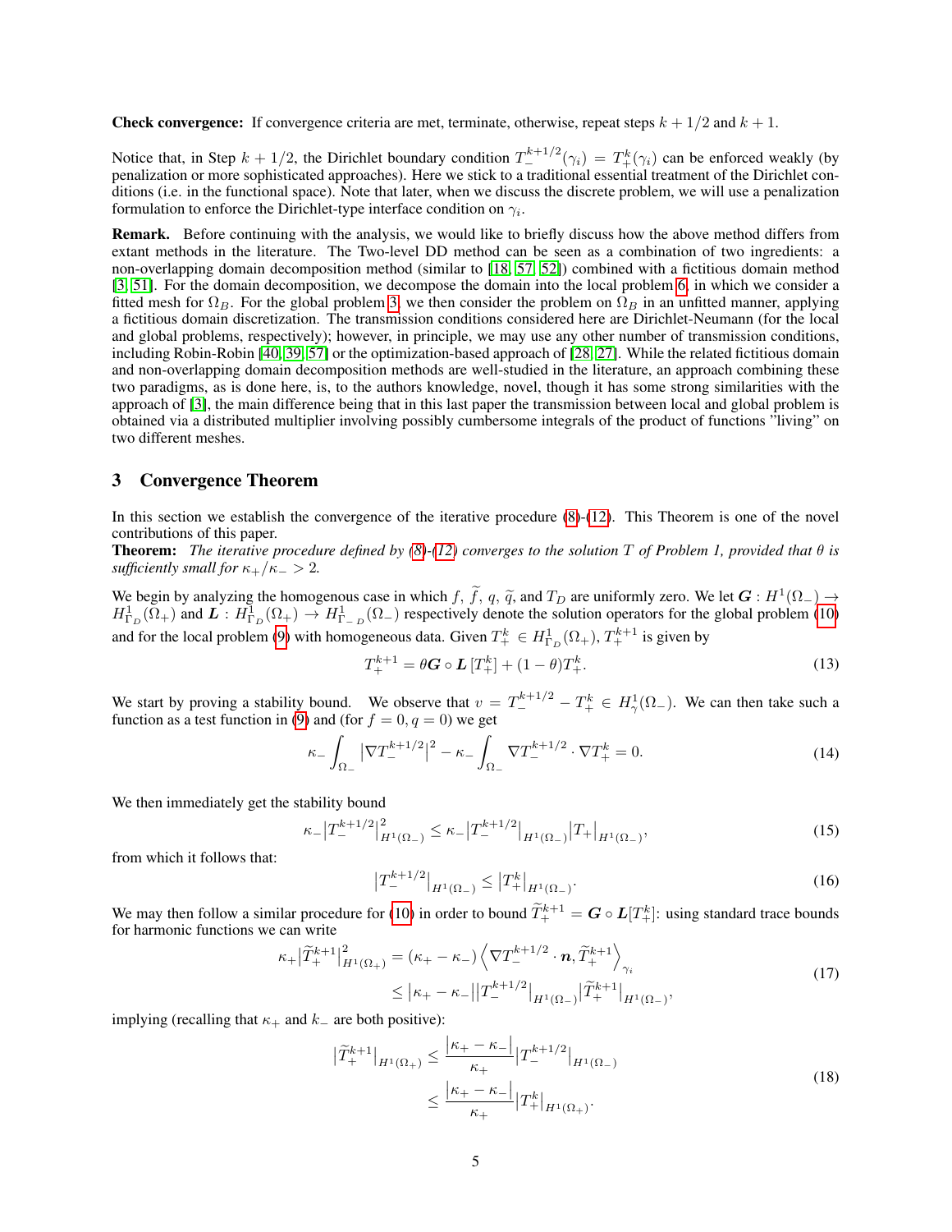**Check convergence:** If convergence criteria are met, terminate, otherwise, repeat steps $k+1/2$ and $k+1$.

Notice that, in Step $k+1/2$, the Dirichlet boundary condition $T_-^{k+1/2}(\gamma_i) = T_+^k(\gamma_i)$ can be enforced weakly (by penalization or more sophisticated approaches). Here we stick to a traditional essential treatment of the Dirichlet conditions (i.e. in the functional space). Note that later, when we discuss the discrete problem, we will use a penalization formulation to enforce the Dirichlet-type interface condition on $\gamma_i$.

**Remark.** Before continuing with the analysis, we would like to briefly discuss how the above method differs from extant methods in the literature. The Two-level DD method can be seen as a combination of two ingredients: a non-overlapping domain decomposition method (similar to [18, 57, 52]) combined with a fictitious domain method [3, 51]. For the domain decomposition, we decompose the domain into the local problem 6, in which we consider a fitted mesh for $\Omega_B$. For the global problem 3, we then consider the problem on $\Omega_B$ in an unfitted manner, applying a fictitious domain discretization. The transmission conditions considered here are Dirichlet-Neumann (for the local and global problems, respectively); however, in principle, we may use any other number of transmission conditions, including Robin-Robin [40, 39, 57] or the optimization-based approach of [28, 27]. While the related fictitious domain and non-overlapping domain decomposition methods are well-studied in the literature, an approach combining these two paradigms, as is done here, is, to the authors knowledge, novel, though it has some strong similarities with the approach of [3], the main difference being that in this last paper the transmission between local and global problem is obtained via a distributed multiplier involving possibly cumbersome integrals of the product of functions "living" on two different meshes.

## 3 Convergence Theorem

In this section we establish the convergence of the iterative procedure (8)-(12). This Theorem is one of the novel contributions of this paper.

**Theorem:** *The iterative procedure defined by (8)-(12) converges to the solution $T$ of Problem 1, provided that $\theta$ is sufficiently small for $\kappa_+/\kappa_- > 2$.*

We begin by analyzing the homogenous case in which $f$, $\widetilde{f}$, $q$, $\widetilde{q}$, and $T_D$ are uniformly zero. We let $\boldsymbol{G} : H^1(\Omega_-) \to H^1_{\Gamma_D}(\Omega_+)$ and $\boldsymbol{L} : H^1_{\Gamma_D}(\Omega_+) \to H^1_{\Gamma_{-D}}(\Omega_-)$ respectively denote the solution operators for the global problem (10) and for the local problem (9) with homogeneous data. Given $T_+^k \in H^1_{\Gamma_D}(\Omega_+)$, $T_+^{k+1}$ is given by

$$T_+^{k+1} = \theta \boldsymbol{G} \circ \boldsymbol{L}\left[T_+^k\right] + (1-\theta) T_+^k. \tag{13}$$

We start by proving a stability bound. We observe that $v = T_-^{k+1/2} - T_+^k \in H^1_\gamma(\Omega_-)$. We can then take such a function as a test function in (9) and (for $f = 0, q = 0$) we get

$$\kappa_- \int_{\Omega_-} \left|\nabla T_-^{k+1/2}\right|^2 - \kappa_- \int_{\Omega_-} \nabla T_-^{k+1/2} \cdot \nabla T_+^k = 0. \tag{14}$$

We then immediately get the stability bound

$$\kappa_- \left|T_-^{k+1/2}\right|^2_{H^1(\Omega_-)} \leq \kappa_- \left|T_-^{k+1/2}\right|_{H^1(\Omega_-)} \left|T_+\right|_{H^1(\Omega_-)}, \tag{15}$$

from which it follows that:

$$\left|T_-^{k+1/2}\right|_{H^1(\Omega_-)} \leq \left|T_+^k\right|_{H^1(\Omega_-)}. \tag{16}$$

We may then follow a similar procedure for (10) in order to bound $\widetilde{T}_+^{k+1} = \boldsymbol{G} \circ \boldsymbol{L}[T_+^k]$: using standard trace bounds for harmonic functions we can write

$$\begin{aligned} \kappa_+ \left|\widetilde{T}_+^{k+1}\right|^2_{H^1(\Omega_+)} &= (\kappa_+ - \kappa_-) \left\langle \nabla T_-^{k+1/2} \cdot \boldsymbol{n}, \widetilde{T}_+^{k+1} \right\rangle_{\gamma_i} \\ &\leq \left|\kappa_+ - \kappa_-\right| \left|T_-^{k+1/2}\right|_{H^1(\Omega_-)} \left|\widetilde{T}_+^{k+1}\right|_{H^1(\Omega_-)}, \end{aligned} \tag{17}$$

implying (recalling that $\kappa_+$ and $k_-$ are both positive):

$$\begin{aligned} \left|\widetilde{T}_+^{k+1}\right|_{H^1(\Omega_+)} &\leq \frac{\left|\kappa_+ - \kappa_-\right|}{\kappa_+} \left|T_-^{k+1/2}\right|_{H^1(\Omega_-)} \\ &\leq \frac{\left|\kappa_+ - \kappa_-\right|}{\kappa_+} \left|T_+^k\right|_{H^1(\Omega_+)}. \end{aligned} \tag{18}$$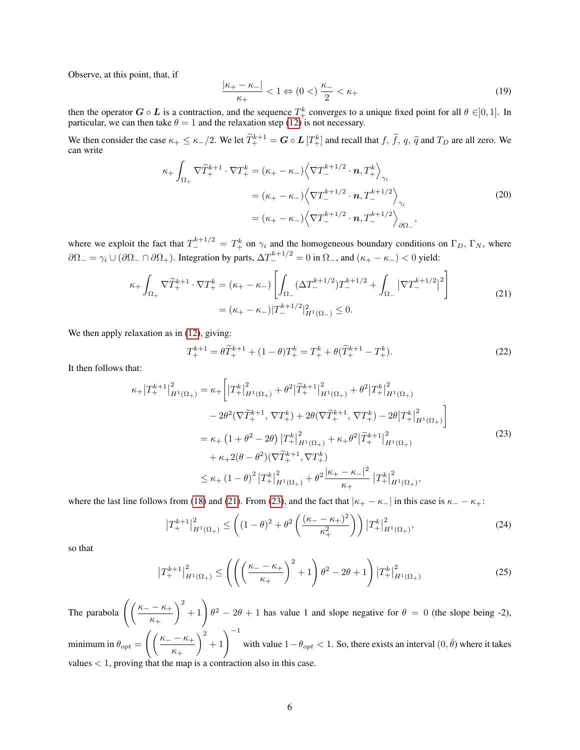Observe, at this point, that, if

$$
\frac{|\kappa_+ - \kappa_-|}{\kappa_+} < 1 \Leftrightarrow (0 <) \frac{\kappa_-}{2} < \kappa_+ \tag{19}
$$

then the operator $\boldsymbol{G} \circ \boldsymbol{L}$ is a contraction, and the sequence $T_+^k$ converges to a unique fixed point for all $\theta \in ]0, 1]$. In particular, we can then take $\theta = 1$ and the relaxation step (12) is not necessary.

We then consider the case $\kappa_+ \leq \kappa_-/2$. We let $\widetilde{T}_+^{k+1} = \boldsymbol{G} \circ \boldsymbol{L}\,[T_+^k]$ and recall that $f$, $\widetilde{f}$, $q$, $\widetilde{q}$ and $T_D$ are all zero. We can write

$$
\begin{aligned}
\kappa_+ \int_{\Omega_+} \nabla \widetilde{T}_+^{k+1} \cdot \nabla T_+^k &= (\kappa_+ - \kappa_-) \Big\langle \nabla T_-^{k+1/2} \cdot \boldsymbol{n}, T_+^k \Big\rangle_{\gamma_i} \\
&= (\kappa_+ - \kappa_-) \Big\langle \nabla T_-^{k+1/2} \cdot \boldsymbol{n}, T_-^{k+1/2} \Big\rangle_{\gamma_i} \\
&= (\kappa_+ - \kappa_-) \Big\langle \nabla T_-^{k+1/2} \cdot \boldsymbol{n}, T_-^{k+1/2} \Big\rangle_{\partial\Omega_-},
\end{aligned} \tag{20}
$$

where we exploit the fact that $T_-^{k+1/2} = T_+^k$ on $\gamma_i$ and the homogeneous boundary conditions on $\Gamma_D$, $\Gamma_N$, where $\partial\Omega_- = \gamma_i \cup (\partial\Omega_- \cap \partial\Omega_+)$. Integration by parts, $\Delta T_-^{k+1/2} = 0$ in $\Omega_-$, and $(\kappa_+ - \kappa_-) < 0$ yield:

$$
\begin{aligned}
\kappa_+ \int_{\Omega_+} \nabla \widetilde{T}_+^{k+1} \cdot \nabla T_+^k &= (\kappa_+ - \kappa_-) \left[ \int_{\Omega_-} (\Delta T_-^{k+1/2}) T_-^{k+1/2} + \int_{\Omega_-} \left|\nabla T_-^{k+1/2}\right|^2 \right] \\
&= (\kappa_+ - \kappa_-) |T_-^{k+1/2}|^2_{H^1(\Omega_-)} \leq 0.
\end{aligned} \tag{21}
$$

We then apply relaxation as in (12), giving:

$$
T_+^{k+1} = \theta \widetilde{T}_+^{k+1} + (1-\theta) T_+^k = T_+^k + \theta(\widetilde{T}_+^{k+1} - T_+^k). \tag{22}
$$

It then follows that:

$$
\begin{aligned}
\kappa_+ |T_+^{k+1}|^2_{H^1(\Omega_+)} &= \kappa_+ \Big[ |T_+^k|^2_{H^1(\Omega_+)} + \theta^2 |\widetilde{T}_+^{k+1}|^2_{H^1(\Omega_+)} + \theta^2 |T_+^k|^2_{H^1(\Omega_+)} \\
&\qquad - 2\theta^2 (\nabla \widetilde{T}_+^{k+1}, \nabla T_+^k) + 2\theta (\nabla \widetilde{T}_+^{k+1}, \nabla T_+^k) - 2\theta |T_+^k|^2_{H^1(\Omega_+)} \Big] \\
&= \kappa_+ \left(1 + \theta^2 - 2\theta\right) |T_+^k|^2_{H^1(\Omega_+)} + \kappa_+ \theta^2 |\widetilde{T}_+^{k+1}|^2_{H^1(\Omega_+)} \\
&\quad + \kappa_+ 2(\theta - \theta^2)(\nabla \widetilde{T}_+^{k+1}, \nabla T_+^k) \\
&\leq \kappa_+ (1-\theta)^2 |T_+^k|^2_{H^1(\Omega_+)} + \theta^2 \frac{|\kappa_+ - \kappa_-|^2}{\kappa_+} |T_+^k|^2_{H^1(\Omega_+)},
\end{aligned} \tag{23}
$$

where the last line follows from (18) and (21). From (23), and the fact that $|\kappa_+ - \kappa_-|$ in this case is $\kappa_- - \kappa_+$:

$$
|T_+^{k+1}|^2_{H^1(\Omega_+)} \leq \left( (1-\theta)^2 + \theta^2 \left( \frac{(\kappa_- - \kappa_+)^2}{\kappa_+^2} \right) \right) |T_+^k|^2_{H^1(\Omega_+)}, \tag{24}
$$

so that

$$
|T_+^{k+1}|^2_{H^1(\Omega_+)} \leq \left( \left( \left( \frac{\kappa_- - \kappa_+}{\kappa_+} \right)^2 + 1 \right) \theta^2 - 2\theta + 1 \right) |T_+^k|^2_{H^1(\Omega_+)} \tag{25}
$$

The parabola $\left( \left( \frac{\kappa_- - \kappa_+}{\kappa_+} \right)^2 + 1 \right) \theta^2 - 2\theta + 1$ has value 1 and slope negative for $\theta = 0$ (the slope being -2), minimum in $\theta_{opt} = \left( \left( \frac{\kappa_- - \kappa_+}{\kappa_+} \right)^2 + 1 \right)^{-1}$ with value $1 - \theta_{opt} < 1$. So, there exists an interval $(0, \bar{\theta})$ where it takes values $< 1$, proving that the map is a contraction also in this case.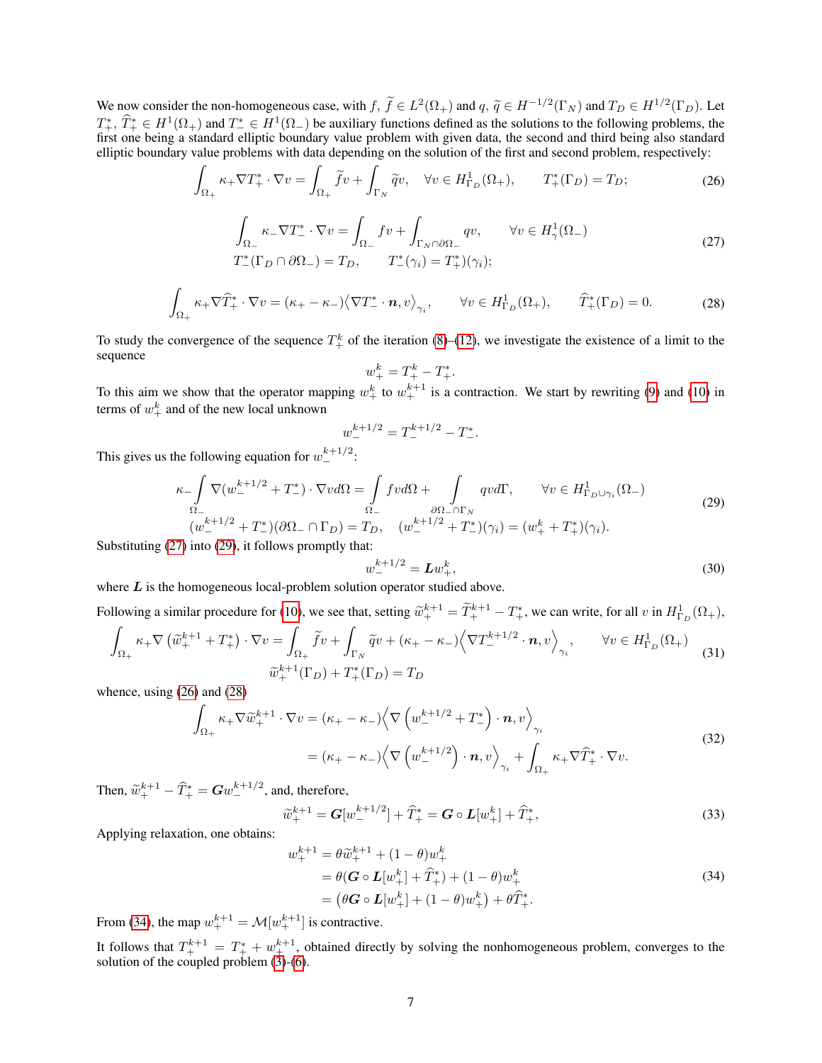We now consider the non-homogeneous case, with $f,\, \widetilde{f} \in L^2(\Omega_+)$ and $q,\, \widetilde{q} \in H^{-1/2}(\Gamma_N)$ and $T_D \in H^{1/2}(\Gamma_D)$. Let $T_+^*,\, \widehat{T}_+^* \in H^1(\Omega_+)$ and $T_-^* \in H^1(\Omega_-)$ be auxiliary functions defined as the solutions to the following problems, the first one being a standard elliptic boundary value problem with given data, the second and third being also standard elliptic boundary value problems with data depending on the solution of the first and second problem, respectively:

$$
\int_{\Omega_+} \kappa_+ \nabla T_+^* \cdot \nabla v = \int_{\Omega_+} \widetilde{f} v + \int_{\Gamma_N} \widetilde{q} v, \quad \forall v \in H^1_{\Gamma_D}(\Omega_+), \qquad T_+^*(\Gamma_D) = T_D; \tag{26}
$$

$$
\begin{aligned}
&\int_{\Omega_-} \kappa_- \nabla T_-^* \cdot \nabla v = \int_{\Omega_-} f v + \int_{\Gamma_N \cap \partial\Omega_-} q v, \qquad \forall v \in H^1_{\gamma}(\Omega_-) \\
&T_-^*(\Gamma_D \cap \partial\Omega_-) = T_D, \qquad T_-^*(\gamma_i) = T_+^*)(\gamma_i);
\end{aligned} \tag{27}
$$

$$
\int_{\Omega_+} \kappa_+ \nabla \widehat{T}_+^* \cdot \nabla v = (\kappa_+ - \kappa_-) \big\langle \nabla T_-^* \cdot \boldsymbol{n}, v \big\rangle_{\gamma_i}, \qquad \forall v \in H^1_{\Gamma_D}(\Omega_+), \qquad \widehat{T}_+^*(\Gamma_D) = 0. \tag{28}
$$

To study the convergence of the sequence $T_+^k$ of the iteration (8)–(12), we investigate the existence of a limit to the sequence

$$
w_+^k = T_+^k - T_+^*.
$$

To this aim we show that the operator mapping $w_+^k$ to $w_+^{k+1}$ is a contraction. We start by rewriting (9) and (10) in terms of $w_+^k$ and of the new local unknown

$$
w_-^{k+1/2} = T_-^{k+1/2} - T_-^*.
$$

This gives us the following equation for $w_-^{k+1/2}$:

$$
\begin{aligned}
&\kappa_- \int_{\Omega_-} \nabla (w_-^{k+1/2} + T_-^*) \cdot \nabla v d\Omega = \int_{\Omega_-} f v d\Omega + \int_{\partial\Omega_- \cap \Gamma_N} q v d\Gamma, \qquad \forall v \in H^1_{\Gamma_D \cup \gamma_i}(\Omega_-) \\
&(w_-^{k+1/2} + T_-^*)(\partial\Omega_- \cap \Gamma_D) = T_D, \quad (w_-^{k+1/2} + T_-^*)(\gamma_i) = (w_+^k + T_+^*)(\gamma_i).
\end{aligned} \tag{29}
$$

Substituting (27) into (29), it follows promptly that:

$$
w_-^{k+1/2} = \boldsymbol{L} w_+^k, \tag{30}
$$

where $\boldsymbol{L}$ is the homogeneous local-problem solution operator studied above.

Following a similar procedure for (10), we see that, setting $\widetilde{w}_+^{k+1} = \widetilde{T}_+^{k+1} - T_+^*$, we can write, for all $v$ in $H^1_{\Gamma_D}(\Omega_+)$,

$$
\begin{aligned}
&\int_{\Omega_+} \kappa_+ \nabla \left( \widetilde{w}_+^{k+1} + T_+^* \right) \cdot \nabla v = \int_{\Omega_+} \widetilde{f} v + \int_{\Gamma_N} \widetilde{q} v + (\kappa_+ - \kappa_-) \Big\langle \nabla T_-^{k+1/2} \cdot \boldsymbol{n}, v \Big\rangle_{\gamma_i}, \qquad \forall v \in H^1_{\Gamma_D}(\Omega_+) \\
&\widetilde{w}_+^{k+1}(\Gamma_D) + T_+^*(\Gamma_D) = T_D
\end{aligned} \tag{31}
$$

whence, using (26) and (28)

$$
\begin{aligned}
\int_{\Omega_+} \kappa_+ \nabla \widetilde{w}_+^{k+1} \cdot \nabla v &= (\kappa_+ - \kappa_-) \Big\langle \nabla \left( w_-^{k+1/2} + T_-^* \right) \cdot \boldsymbol{n}, v \Big\rangle_{\gamma_i} \\
&= (\kappa_+ - \kappa_-) \Big\langle \nabla \left( w_-^{k+1/2} \right) \cdot \boldsymbol{n}, v \Big\rangle_{\gamma_i} + \int_{\Omega_+} \kappa_+ \nabla \widehat{T}_+^* \cdot \nabla v.
\end{aligned} \tag{32}
$$

Then, $\widetilde{w}_+^{k+1} - \widehat{T}_+^* = \boldsymbol{G} w_-^{k+1/2}$, and, therefore,

$$
\widetilde{w}_+^{k+1} = \boldsymbol{G}[w_-^{k+1/2}] + \widehat{T}_+^* = \boldsymbol{G} \circ \boldsymbol{L}[w_+^k] + \widehat{T}_+^*, \tag{33}
$$

Applying relaxation, one obtains:

$$
\begin{aligned}
w_+^{k+1} &= \theta \widetilde{w}_+^{k+1} + (1-\theta) w_+^k \\
&= \theta (\boldsymbol{G} \circ \boldsymbol{L}[w_+^k] + \widehat{T}_+^*) + (1-\theta) w_+^k \\
&= \left( \theta \boldsymbol{G} \circ \boldsymbol{L}[w_+^k] + (1-\theta) w_+^k \right) + \theta \widehat{T}_+^*.
\end{aligned} \tag{34}
$$

From (34), the map $w_+^{k+1} = \mathcal{M}[w_+^{k+1}]$ is contractive.

It follows that $T_+^{k+1} = T_+^* + w_+^{k+1}$, obtained directly by solving the nonhomogeneous problem, converges to the solution of the coupled problem (3)-(6).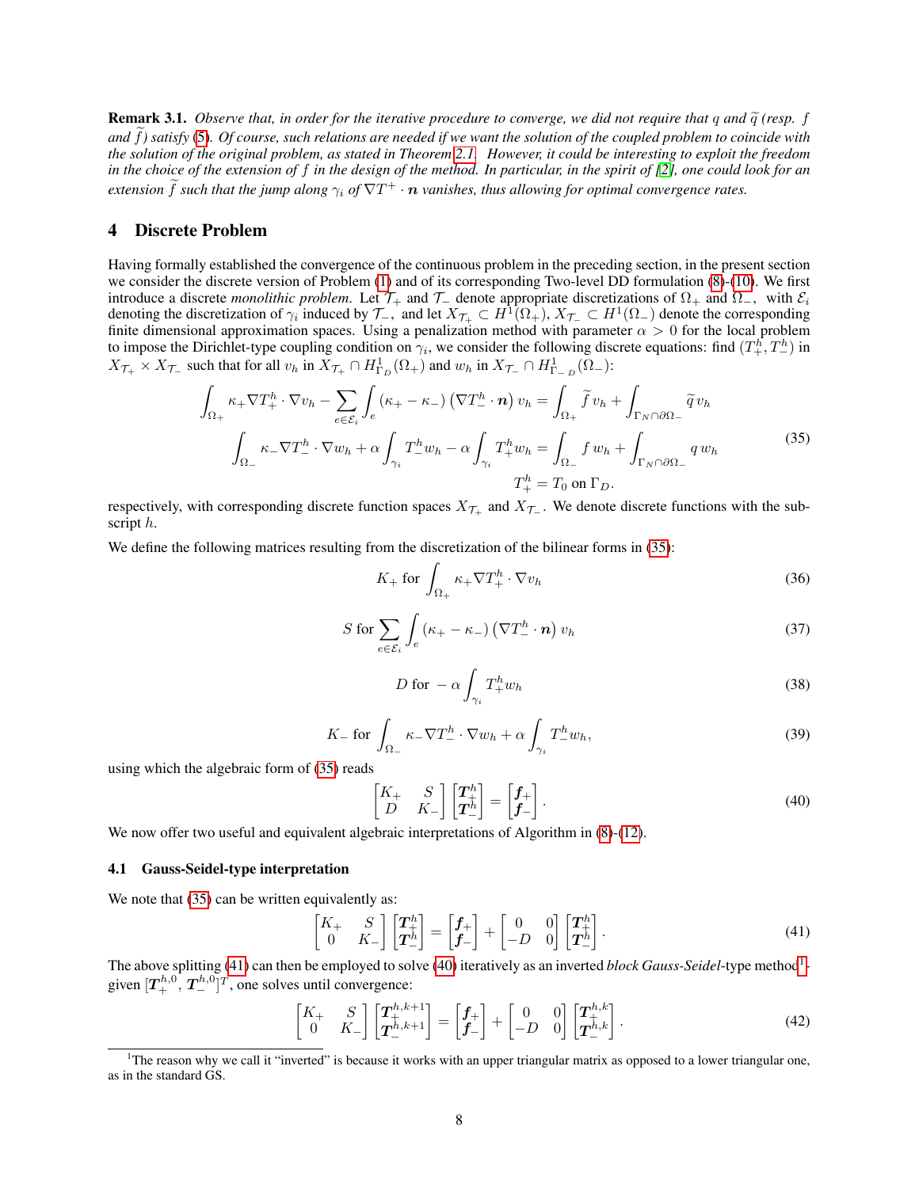**Remark 3.1.** *Observe that, in order for the iterative procedure to converge, we did not require that $q$ and $\widetilde{q}$ (resp. $f$ and $\widetilde{f}$) satisfy (5). Of course, such relations are needed if we want the solution of the coupled problem to coincide with the solution of the original problem, as stated in Theorem 2.1. However, it could be interesting to exploit the freedom in the choice of the extension of $f$ in the design of the method. In particular, in the spirit of [2], one could look for an extension $\widetilde{f}$ such that the jump along $\gamma_i$ of $\nabla T^+ \cdot \boldsymbol{n}$ vanishes, thus allowing for optimal convergence rates.*

## 4 Discrete Problem

Having formally established the convergence of the continuous problem in the preceding section, in the present section we consider the discrete version of Problem (1) and of its corresponding Two-level DD formulation (8)-(10). We first introduce a discrete *monolithic problem*. Let $\mathcal{T}_+$ and $\mathcal{T}_-$ denote appropriate discretizations of $\Omega_+$ and $\Omega_-$, with $\mathcal{E}_i$ denoting the discretization of $\gamma_i$ induced by $\mathcal{T}_-$, and let $X_{\mathcal{T}_+} \subset H^1(\Omega_+)$, $X_{\mathcal{T}_-} \subset H^1(\Omega_-)$ denote the corresponding finite dimensional approximation spaces. Using a penalization method with parameter $\alpha > 0$ for the local problem to impose the Dirichlet-type coupling condition on $\gamma_i$, we consider the following discrete equations: find $(T_+^h, T_-^h)$ in $X_{\mathcal{T}_+} \times X_{\mathcal{T}_-}$ such that for all $v_h$ in $X_{\mathcal{T}_+} \cap H^1_{\Gamma_D}(\Omega_+)$ and $w_h$ in $X_{\mathcal{T}_-} \cap H^1_{\Gamma_- D}(\Omega_-)$:

$$
\begin{aligned}
\int_{\Omega_+} \kappa_+ \nabla T_+^h \cdot \nabla v_h - \sum_{e \in \mathcal{E}_i} \int_e (\kappa_+ - \kappa_-) \left(\nabla T_-^h \cdot \boldsymbol{n}\right) v_h &= \int_{\Omega_+} \widetilde{f}\, v_h + \int_{\Gamma_N \cap \partial\Omega_-} \widetilde{q}\, v_h \\
\int_{\Omega_-} \kappa_- \nabla T_-^h \cdot \nabla w_h + \alpha \int_{\gamma_i} T_-^h w_h - \alpha \int_{\gamma_i} T_+^h w_h &= \int_{\Omega_-} f\, w_h + \int_{\Gamma_N \cap \partial\Omega_-} q\, w_h \\
T_+^h &= T_0 \text{ on } \Gamma_D.
\end{aligned}
\tag{35}
$$

respectively, with corresponding discrete function spaces $X_{\mathcal{T}_+}$ and $X_{\mathcal{T}_-}$. We denote discrete functions with the subscript $h$.

We define the following matrices resulting from the discretization of the bilinear forms in (35):

$$
K_+ \text{ for } \int_{\Omega_+} \kappa_+ \nabla T_+^h \cdot \nabla v_h \tag{36}
$$

$$
S \text{ for } \sum_{e \in \mathcal{E}_i} \int_e (\kappa_+ - \kappa_-) \left(\nabla T_-^h \cdot \boldsymbol{n}\right) v_h \tag{37}
$$

$$
D \text{ for } -\alpha \int_{\gamma_i} T_+^h w_h \tag{38}
$$

$$
K_- \text{ for } \int_{\Omega_-} \kappa_- \nabla T_-^h \cdot \nabla w_h + \alpha \int_{\gamma_i} T_-^h w_h, \tag{39}
$$

using which the algebraic form of (35) reads

$$
\begin{bmatrix} K_+ & S \\ D & K_- \end{bmatrix} \begin{bmatrix} \boldsymbol{T}_+^h \\ \boldsymbol{T}_-^h \end{bmatrix} = \begin{bmatrix} \boldsymbol{f}_+ \\ \boldsymbol{f}_- \end{bmatrix}. \tag{40}
$$

We now offer two useful and equivalent algebraic interpretations of Algorithm in (8)-(12).

### 4.1 Gauss-Seidel-type interpretation

We note that (35) can be written equivalently as:

$$
\begin{bmatrix} K_+ & S \\ 0 & K_- \end{bmatrix} \begin{bmatrix} \boldsymbol{T}_+^h \\ \boldsymbol{T}_-^h \end{bmatrix} = \begin{bmatrix} \boldsymbol{f}_+ \\ \boldsymbol{f}_- \end{bmatrix} + \begin{bmatrix} 0 & 0 \\ -D & 0 \end{bmatrix} \begin{bmatrix} \boldsymbol{T}_+^h \\ \boldsymbol{T}_-^h \end{bmatrix}. \tag{41}
$$

The above splitting (41) can then be employed to solve (40) iteratively as an inverted *block Gauss-Seidel*-type method[1]: given $[\boldsymbol{T}_+^{h,0}, \boldsymbol{T}_-^{h,0}]^T$, one solves until convergence:

$$
\begin{bmatrix} K_+ & S \\ 0 & K_- \end{bmatrix} \begin{bmatrix} \boldsymbol{T}_+^{h,k+1} \\ \boldsymbol{T}_-^{h,k+1} \end{bmatrix} = \begin{bmatrix} \boldsymbol{f}_+ \\ \boldsymbol{f}_- \end{bmatrix} + \begin{bmatrix} 0 & 0 \\ -D & 0 \end{bmatrix} \begin{bmatrix} \boldsymbol{T}_+^{h,k} \\ \boldsymbol{T}_-^{h,k} \end{bmatrix}. \tag{42}
$$

[1] The reason why we call it "inverted" is because it works with an upper triangular matrix as opposed to a lower triangular one, as in the standard GS.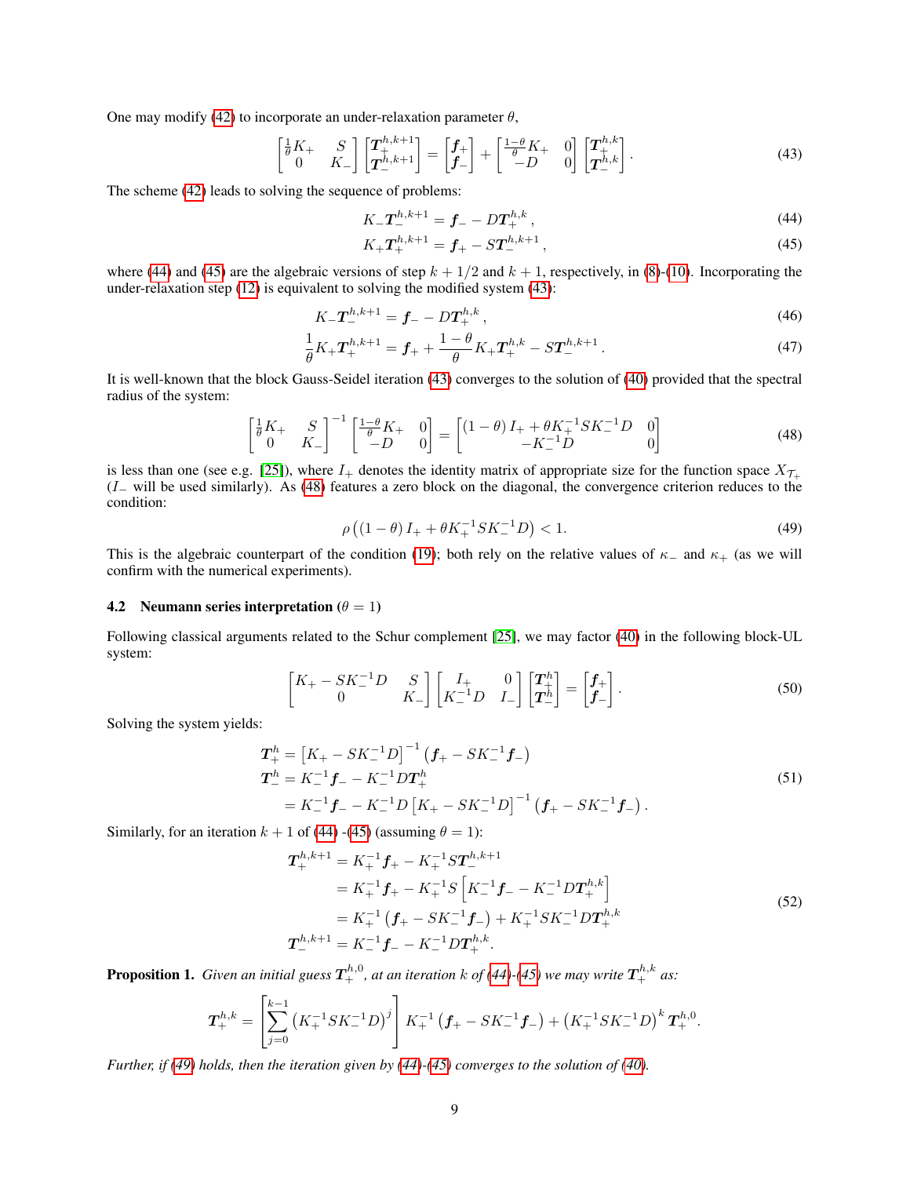One may modify (42) to incorporate an under-relaxation parameter $\theta$,

$$
\begin{bmatrix} \frac{1}{\theta}K_+ & S \\ 0 & K_- \end{bmatrix} \begin{bmatrix} \boldsymbol{T}_+^{h,k+1} \\ \boldsymbol{T}_-^{h,k+1} \end{bmatrix} = \begin{bmatrix} \boldsymbol{f}_+ \\ \boldsymbol{f}_- \end{bmatrix} + \begin{bmatrix} \frac{1-\theta}{\theta}K_+ & 0 \\ -D & 0 \end{bmatrix} \begin{bmatrix} \boldsymbol{T}_+^{h,k} \\ \boldsymbol{T}_-^{h,k} \end{bmatrix}. \tag{43}
$$

The scheme (42) leads to solving the sequence of problems:

$$
K_- \boldsymbol{T}_-^{h,k+1} = \boldsymbol{f}_- - D\boldsymbol{T}_+^{h,k}, \tag{44}
$$

$$
K_+ \boldsymbol{T}_+^{h,k+1} = \boldsymbol{f}_+ - S\boldsymbol{T}_-^{h,k+1}, \tag{45}
$$

where (44) and (45) are the algebraic versions of step $k+1/2$ and $k+1$, respectively, in (8)-(10). Incorporating the under-relaxation step (12) is equivalent to solving the modified system (43):

$$
K_- \boldsymbol{T}_-^{h,k+1} = \boldsymbol{f}_- - D\boldsymbol{T}_+^{h,k}, \tag{46}
$$

$$
\frac{1}{\theta}K_+ \boldsymbol{T}_+^{h,k+1} = \boldsymbol{f}_+ + \frac{1-\theta}{\theta}K_+\boldsymbol{T}_+^{h,k} - S\boldsymbol{T}_-^{h,k+1}. \tag{47}
$$

It is well-known that the block Gauss-Seidel iteration (43) converges to the solution of (40) provided that the spectral radius of the system:

$$
\begin{bmatrix} \frac{1}{\theta}K_+ & S \\ 0 & K_- \end{bmatrix}^{-1} \begin{bmatrix} \frac{1-\theta}{\theta}K_+ & 0 \\ -D & 0 \end{bmatrix} = \begin{bmatrix} (1-\theta)\,I_+ + \theta K_+^{-1}SK_-^{-1}D & 0 \\ -K_-^{-1}D & 0 \end{bmatrix} \tag{48}
$$

is less than one (see e.g. [25]), where $I_+$ denotes the identity matrix of appropriate size for the function space $X_{\mathcal{T}_+}$ ($I_-$ will be used similarly). As (48) features a zero block on the diagonal, the convergence criterion reduces to the condition:

$$
\rho\left((1-\theta)\,I_+ + \theta K_+^{-1}SK_-^{-1}D\right) < 1. \tag{49}
$$

This is the algebraic counterpart of the condition (19); both rely on the relative values of $\kappa_-$ and $\kappa_+$ (as we will confirm with the numerical experiments).

### 4.2 Neumann series interpretation ($\theta = 1$)

Following classical arguments related to the Schur complement [25], we may factor (40) in the following block-UL system:

$$
\begin{bmatrix} K_+ - SK_-^{-1}D & S \\ 0 & K_- \end{bmatrix} \begin{bmatrix} I_+ & 0 \\ K_-^{-1}D & I_- \end{bmatrix} \begin{bmatrix} \boldsymbol{T}_+^h \\ \boldsymbol{T}_-^h \end{bmatrix} = \begin{bmatrix} \boldsymbol{f}_+ \\ \boldsymbol{f}_- \end{bmatrix}. \tag{50}
$$

Solving the system yields:

$$
\begin{aligned}
\boldsymbol{T}_+^h &= \left[K_+ - SK_-^{-1}D\right]^{-1}\left(\boldsymbol{f}_+ - SK_-^{-1}\boldsymbol{f}_-\right) \\
\boldsymbol{T}_-^h &= K_-^{-1}\boldsymbol{f}_- - K_-^{-1}D\boldsymbol{T}_+^h \\
&= K_-^{-1}\boldsymbol{f}_- - K_-^{-1}D\left[K_+ - SK_-^{-1}D\right]^{-1}\left(\boldsymbol{f}_+ - SK_-^{-1}\boldsymbol{f}_-\right).
\end{aligned} \tag{51}
$$

Similarly, for an iteration $k+1$ of (44) -(45) (assuming $\theta = 1$):

$$
\begin{aligned}
\boldsymbol{T}_+^{h,k+1} &= K_+^{-1}\boldsymbol{f}_+ - K_+^{-1}S\boldsymbol{T}_-^{h,k+1} \\
&= K_+^{-1}\boldsymbol{f}_+ - K_+^{-1}S\left[K_-^{-1}\boldsymbol{f}_- - K_-^{-1}D\boldsymbol{T}_+^{h,k}\right] \\
&= K_+^{-1}\left(\boldsymbol{f}_+ - SK_-^{-1}\boldsymbol{f}_-\right) + K_+^{-1}SK_-^{-1}D\boldsymbol{T}_+^{h,k} \\
\boldsymbol{T}_-^{h,k+1} &= K_-^{-1}\boldsymbol{f}_- - K_-^{-1}D\boldsymbol{T}_+^{h,k}.
\end{aligned} \tag{52}
$$

**Proposition 1.** *Given an initial guess $\boldsymbol{T}_+^{h,0}$, at an iteration $k$ of (44)-(45) we may write $\boldsymbol{T}_+^{h,k}$ as:*

$$
\boldsymbol{T}_+^{h,k} = \left[\sum_{j=0}^{k-1}\left(K_+^{-1}SK_-^{-1}D\right)^j\right]K_+^{-1}\left(\boldsymbol{f}_+ - SK_-^{-1}\boldsymbol{f}_-\right) + \left(K_+^{-1}SK_-^{-1}D\right)^k\boldsymbol{T}_+^{h,0}.
$$

*Further, if (49) holds, then the iteration given by (44)-(45) converges to the solution of (40).*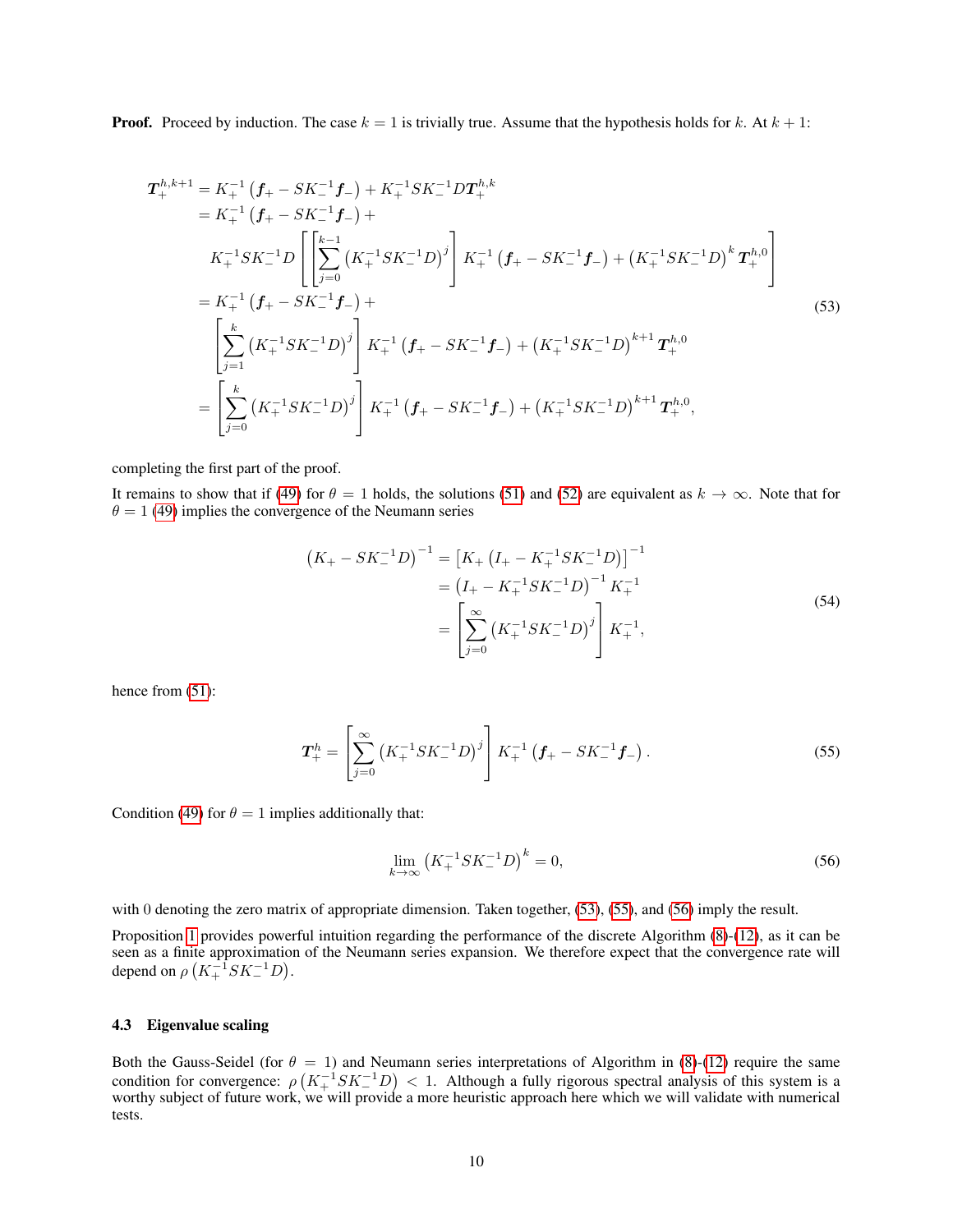**Proof.** Proceed by induction. The case $k = 1$ is trivially true. Assume that the hypothesis holds for $k$. At $k+1$:

$$
\begin{aligned}
\boldsymbol{T}_+^{h,k+1} &= K_+^{-1}\left(\boldsymbol{f}_+ - SK_-^{-1}\boldsymbol{f}_-\right) + K_+^{-1}SK_-^{-1}D\boldsymbol{T}_+^{h,k} \\
&= K_+^{-1}\left(\boldsymbol{f}_+ - SK_-^{-1}\boldsymbol{f}_-\right) + \\
&\quad K_+^{-1}SK_-^{-1}D\left[\left[\sum_{j=0}^{k-1}\left(K_+^{-1}SK_-^{-1}D\right)^j\right]K_+^{-1}\left(\boldsymbol{f}_+ - SK_-^{-1}\boldsymbol{f}_-\right) + \left(K_+^{-1}SK_-^{-1}D\right)^k\boldsymbol{T}_+^{h,0}\right] \\
&= K_+^{-1}\left(\boldsymbol{f}_+ - SK_-^{-1}\boldsymbol{f}_-\right) + \\
&\quad \left[\sum_{j=1}^{k}\left(K_+^{-1}SK_-^{-1}D\right)^j\right]K_+^{-1}\left(\boldsymbol{f}_+ - SK_-^{-1}\boldsymbol{f}_-\right) + \left(K_+^{-1}SK_-^{-1}D\right)^{k+1}\boldsymbol{T}_+^{h,0} \\
&= \left[\sum_{j=0}^{k}\left(K_+^{-1}SK_-^{-1}D\right)^j\right]K_+^{-1}\left(\boldsymbol{f}_+ - SK_-^{-1}\boldsymbol{f}_-\right) + \left(K_+^{-1}SK_-^{-1}D\right)^{k+1}\boldsymbol{T}_+^{h,0},
\end{aligned}
\tag{53}
$$

completing the first part of the proof.

It remains to show that if (49) for $\theta = 1$ holds, the solutions (51) and (52) are equivalent as $k \to \infty$. Note that for $\theta = 1$ (49) implies the convergence of the Neumann series

$$
\begin{aligned}
\left(K_+ - SK_-^{-1}D\right)^{-1} &= \left[K_+\left(I_+ - K_+^{-1}SK_-^{-1}D\right)\right]^{-1} \\
&= \left(I_+ - K_+^{-1}SK_-^{-1}D\right)^{-1}K_+^{-1} \\
&= \left[\sum_{j=0}^{\infty}\left(K_+^{-1}SK_-^{-1}D\right)^j\right]K_+^{-1},
\end{aligned}
\tag{54}
$$

hence from (51):

$$
\boldsymbol{T}_+^h = \left[\sum_{j=0}^{\infty}\left(K_+^{-1}SK_-^{-1}D\right)^j\right]K_+^{-1}\left(\boldsymbol{f}_+ - SK_-^{-1}\boldsymbol{f}_-\right). \tag{55}
$$

Condition (49) for $\theta = 1$ implies additionally that:

$$
\lim_{k\to\infty}\left(K_+^{-1}SK_-^{-1}D\right)^k = 0, \tag{56}
$$

with 0 denoting the zero matrix of appropriate dimension. Taken together, (53), (55), and (56) imply the result.

Proposition 1 provides powerful intuition regarding the performance of the discrete Algorithm (8)-(12), as it can be seen as a finite approximation of the Neumann series expansion. We therefore expect that the convergence rate will depend on $\rho\left(K_+^{-1}SK_-^{-1}D\right)$.

### 4.3 Eigenvalue scaling

Both the Gauss-Seidel (for $\theta = 1$) and Neumann series interpretations of Algorithm in (8)-(12) require the same condition for convergence: $\rho\left(K_+^{-1}SK_-^{-1}D\right) < 1$. Although a fully rigorous spectral analysis of this system is a worthy subject of future work, we will provide a more heuristic approach here which we will validate with numerical tests.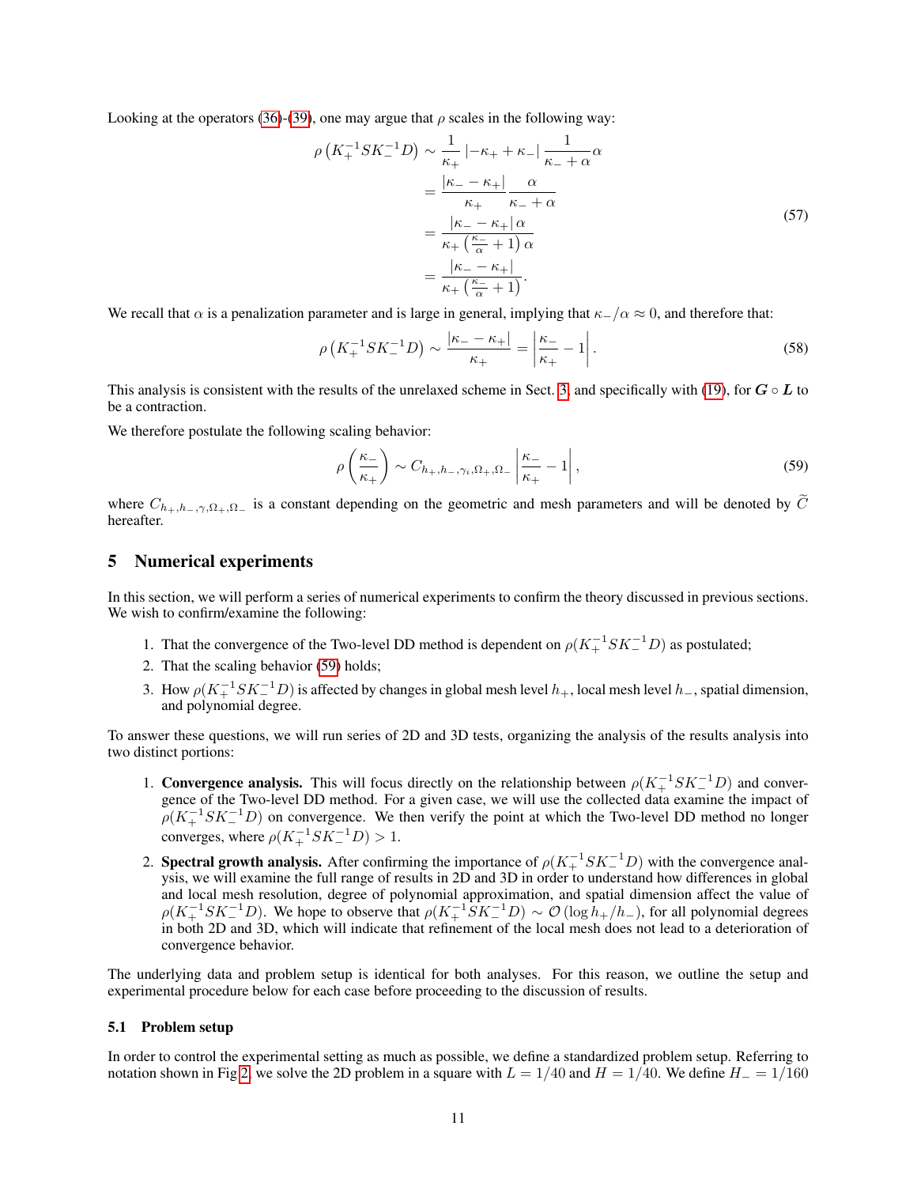Looking at the operators (36)-(39), one may argue that $\rho$ scales in the following way:

$$
\begin{aligned}
\rho\left(K_+^{-1} S K_-^{-1} D\right) &\sim \frac{1}{\kappa_+}\left|-\kappa_+ + \kappa_-\right| \frac{1}{\kappa_- + \alpha}\alpha \\
&= \frac{|\kappa_- - \kappa_+|}{\kappa_+}\frac{\alpha}{\kappa_- + \alpha} \\
&= \frac{|\kappa_- - \kappa_+|\,\alpha}{\kappa_+\left(\frac{\kappa_-}{\alpha}+1\right)\alpha} \\
&= \frac{|\kappa_- - \kappa_+|}{\kappa_+\left(\frac{\kappa_-}{\alpha}+1\right)}.
\end{aligned}
\tag{57}
$$

We recall that $\alpha$ is a penalization parameter and is large in general, implying that $\kappa_-/\alpha \approx 0$, and therefore that:

$$
\rho\left(K_+^{-1} S K_-^{-1} D\right) \sim \frac{|\kappa_- - \kappa_+|}{\kappa_+} = \left|\frac{\kappa_-}{\kappa_+} - 1\right|. \tag{58}
$$

This analysis is consistent with the results of the unrelaxed scheme in Sect. 3, and specifically with (19), for $\boldsymbol{G} \circ \boldsymbol{L}$ to be a contraction.

We therefore postulate the following scaling behavior:

$$
\rho\left(\frac{\kappa_-}{\kappa_+}\right) \sim C_{h_+,h_-,\gamma_i,\Omega_+,\Omega_-}\left|\frac{\kappa_-}{\kappa_+} - 1\right|, \tag{59}
$$

where $C_{h_+,h_-,\gamma,\Omega_+,\Omega_-}$ is a constant depending on the geometric and mesh parameters and will be denoted by $\widetilde{C}$ hereafter.

## 5 Numerical experiments

In this section, we will perform a series of numerical experiments to confirm the theory discussed in previous sections. We wish to confirm/examine the following:

1. That the convergence of the Two-level DD method is dependent on $\rho(K_+^{-1} S K_-^{-1} D)$ as postulated;
2. That the scaling behavior (59) holds;
3. How $\rho(K_+^{-1} S K_-^{-1} D)$ is affected by changes in global mesh level $h_+$, local mesh level $h_-$, spatial dimension, and polynomial degree.

To answer these questions, we will run series of 2D and 3D tests, organizing the analysis of the results analysis into two distinct portions:

1. **Convergence analysis.** This will focus directly on the relationship between $\rho(K_+^{-1} S K_-^{-1} D)$ and convergence of the Two-level DD method. For a given case, we will use the collected data examine the impact of $\rho(K_+^{-1} S K_-^{-1} D)$ on convergence. We then verify the point at which the Two-level DD method no longer converges, where $\rho(K_+^{-1} S K_-^{-1} D) > 1$.
2. **Spectral growth analysis.** After confirming the importance of $\rho(K_+^{-1} S K_-^{-1} D)$ with the convergence analysis, we will examine the full range of results in 2D and 3D in order to understand how differences in global and local mesh resolution, degree of polynomial approximation, and spatial dimension affect the value of $\rho(K_+^{-1} S K_-^{-1} D)$. We hope to observe that $\rho(K_+^{-1} S K_-^{-1} D) \sim \mathcal{O}\left(\log h_+/h_-\right)$, for all polynomial degrees in both 2D and 3D, which will indicate that refinement of the local mesh does not lead to a deterioration of convergence behavior.

The underlying data and problem setup is identical for both analyses. For this reason, we outline the setup and experimental procedure below for each case before proceeding to the discussion of results.

### 5.1 Problem setup

In order to control the experimental setting as much as possible, we define a standardized problem setup. Referring to notation shown in Fig 2, we solve the 2D problem in a square with $L = 1/40$ and $H = 1/40$. We define $H_- = 1/160$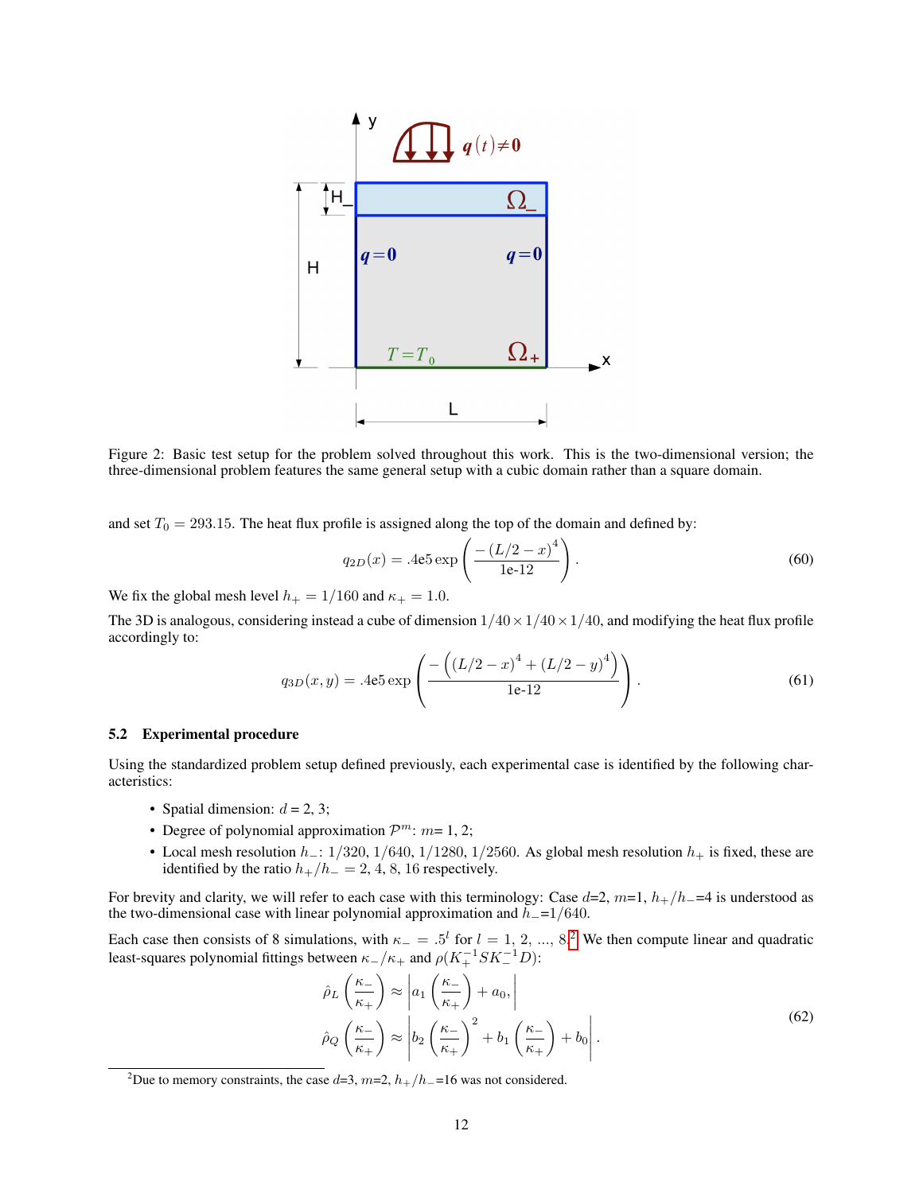Figure 2: Basic test setup for the problem solved throughout this work. This is the two-dimensional version; the three-dimensional problem features the same general setup with a cubic domain rather than a square domain.

and set $T_0 = 293.15$. The heat flux profile is assigned along the top of the domain and defined by:

$$q_{2D}(x) = .4\text{e}5 \exp\left(\frac{-(L/2 - x)^4}{1\text{e-}12}\right). \tag{60}$$

We fix the global mesh level $h_+ = 1/160$ and $\kappa_+ = 1.0$.

The 3D is analogous, considering instead a cube of dimension $1/40 \times 1/40 \times 1/40$, and modifying the heat flux profile accordingly to:

$$q_{3D}(x, y) = .4\text{e}5 \exp\left(\frac{-\left((L/2 - x)^4 + (L/2 - y)^4\right)}{1\text{e-}12}\right). \tag{61}$$

### 5.2 Experimental procedure

Using the standardized problem setup defined previously, each experimental case is identified by the following characteristics:

- Spatial dimension: $d$ = 2, 3;
- Degree of polynomial approximation $\mathcal{P}^m$: $m$= 1, 2;
- Local mesh resolution $h_-$: 1/320, 1/640, 1/1280, 1/2560. As global mesh resolution $h_+$ is fixed, these are identified by the ratio $h_+/h_-$ = 2, 4, 8, 16 respectively.

For brevity and clarity, we will refer to each case with this terminology: Case $d$=2, $m$=1, $h_+/h_-$=4 is understood as the two-dimensional case with linear polynomial approximation and $h_-$=1/640.

Each case then consists of 8 simulations, with $\kappa_- = .5^l$ for $l$ = 1, 2, ..., 8.[2] We then compute linear and quadratic least-squares polynomial fittings between $\kappa_-/\kappa_+$ and $\rho(K_+^{-1}SK_-^{-1}D)$:

$$\begin{aligned}
\hat{\rho}_L\left(\frac{\kappa_-}{\kappa_+}\right) &\approx \left|a_1\left(\frac{\kappa_-}{\kappa_+}\right) + a_0,\right| \\
\hat{\rho}_Q\left(\frac{\kappa_-}{\kappa_+}\right) &\approx \left|b_2\left(\frac{\kappa_-}{\kappa_+}\right)^2 + b_1\left(\frac{\kappa_-}{\kappa_+}\right) + b_0\right|.
\end{aligned} \tag{62}$$

[2] Due to memory constraints, the case $d$=3, $m$=2, $h_+/h_-$=16 was not considered.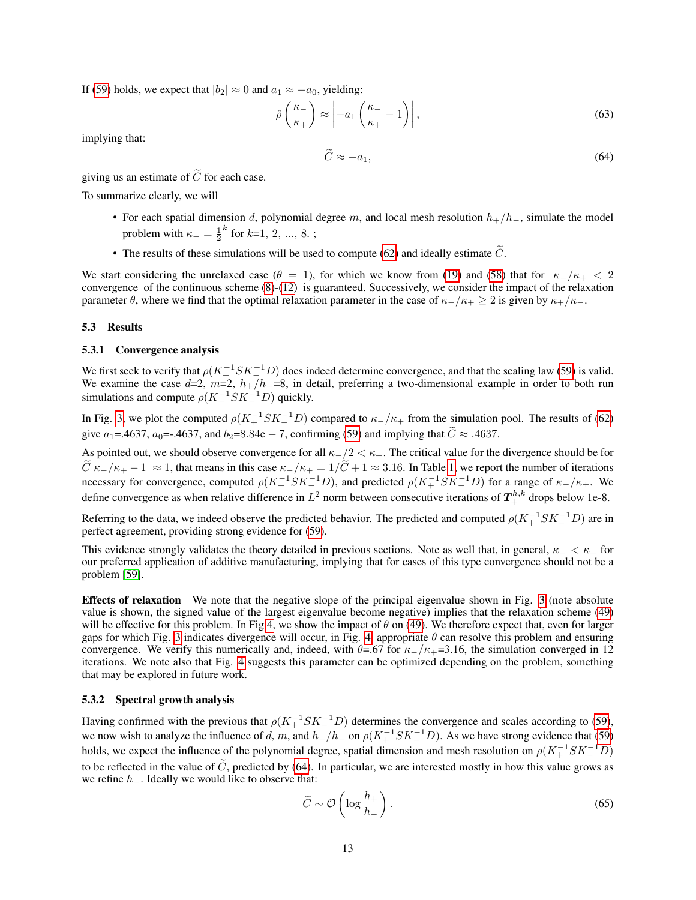If (59) holds, we expect that $|b_2| \approx 0$ and $a_1 \approx -a_0$, yielding:

$$\hat{\rho}\left(\frac{\kappa_-}{\kappa_+}\right) \approx \left| -a_1 \left(\frac{\kappa_-}{\kappa_+} - 1\right)\right|, \tag{63}$$

implying that:

$$\widetilde{C} \approx -a_1, \tag{64}$$

giving us an estimate of $\widetilde{C}$ for each case.

To summarize clearly, we will

- For each spatial dimension $d$, polynomial degree $m$, and local mesh resolution $h_+/h_-$, simulate the model problem with $\kappa_- = \frac{1}{2}^k$ for $k$=1, 2, ..., 8. ;
- The results of these simulations will be used to compute (62) and ideally estimate $\widetilde{C}$.

We start considering the unrelaxed case ($\theta = 1$), for which we know from (19) and (58) that for $\kappa_-/\kappa_+ < 2$ convergence of the continuous scheme (8)-(12) is guaranteed. Successively, we consider the impact of the relaxation parameter $\theta$, where we find that the optimal relaxation parameter in the case of $\kappa_-/\kappa_+ \geq 2$ is given by $\kappa_+/\kappa_-$.

### 5.3 Results

#### 5.3.1 Convergence analysis

We first seek to verify that $\rho(K_+^{-1}SK_-^{-1}D)$ does indeed determine convergence, and that the scaling law (59) is valid. We examine the case $d$=2, $m$=2, $h_+/h_-$=8, in detail, preferring a two-dimensional example in order to both run simulations and compute $\rho(K_+^{-1}SK_-^{-1}D)$ quickly.

In Fig. 3, we plot the computed $\rho(K_+^{-1}SK_-^{-1}D)$ compared to $\kappa_-/\kappa_+$ from the simulation pool. The results of (62) give $a_1$=.4637, $a_0$=-.4637, and $b_2$=8.84e $-$ 7, confirming (59) and implying that $\widetilde{C} \approx .4637$.

As pointed out, we should observe convergence for all $\kappa_-/2 < \kappa_+$. The critical value for the divergence should be for $\widetilde{C}|\kappa_-/\kappa_+ - 1| \approx 1$, that means in this case $\kappa_-/\kappa_+ = 1/\widetilde{C} + 1 \approx 3.16$. In Table 1, we report the number of iterations necessary for convergence, computed $\rho(K_+^{-1}SK_-^{-1}D)$, and predicted $\rho(K_+^{-1}SK_-^{-1}D)$ for a range of $\kappa_-/\kappa_+$. We define convergence as when relative difference in $L^2$ norm between consecutive iterations of $\boldsymbol{T}_+^{h,k}$ drops below 1e-8.

Referring to the data, we indeed observe the predicted behavior. The predicted and computed $\rho(K_+^{-1}SK_-^{-1}D)$ are in perfect agreement, providing strong evidence for (59).

This evidence strongly validates the theory detailed in previous sections. Note as well that, in general, $\kappa_- < \kappa_+$ for our preferred application of additive manufacturing, implying that for cases of this type convergence should not be a problem [59].

**Effects of relaxation** We note that the negative slope of the principal eigenvalue shown in Fig. 3 (note absolute value is shown, the signed value of the largest eigenvalue become negative) implies that the relaxation scheme (49) will be effective for this problem. In Fig 4, we show the impact of $\theta$ on (49). We therefore expect that, even for larger gaps for which Fig. 3 indicates divergence will occur, in Fig. 4, appropriate $\theta$ can resolve this problem and ensuring convergence. We verify this numerically and, indeed, with $\theta$=.67 for $\kappa_-/\kappa_+$=3.16, the simulation converged in 12 iterations. We note also that Fig. 4 suggests this parameter can be optimized depending on the problem, something that may be explored in future work.

#### 5.3.2 Spectral growth analysis

Having confirmed with the previous that $\rho(K_+^{-1}SK_-^{-1}D)$ determines the convergence and scales according to (59), we now wish to analyze the influence of $d$, $m$, and $h_+/h_-$ on $\rho(K_+^{-1}SK_-^{-1}D)$. As we have strong evidence that (59) holds, we expect the influence of the polynomial degree, spatial dimension and mesh resolution on $\rho(K_+^{-1}SK_-^{-1}D)$ to be reflected in the value of $\widetilde{C}$, predicted by (64). In particular, we are interested mostly in how this value grows as we refine $h_-$. Ideally we would like to observe that:

$$\widetilde{C} \sim \mathcal{O}\left(\log\frac{h_+}{h_-}\right). \tag{65}$$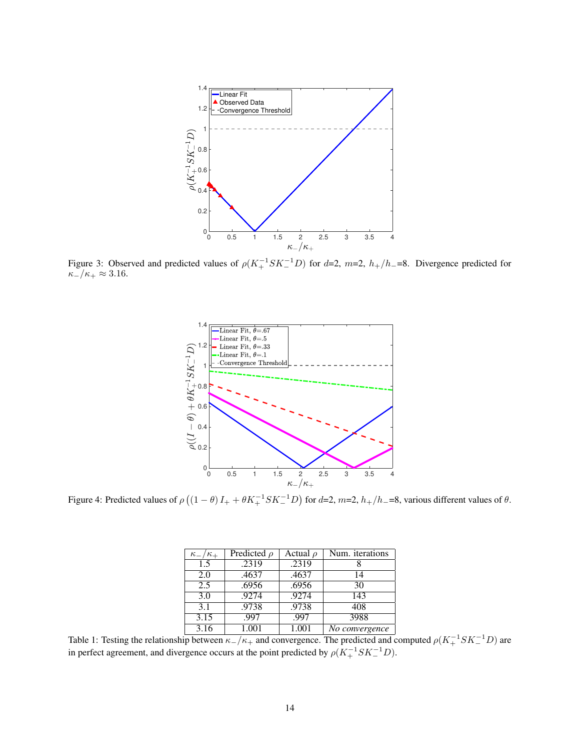Figure 3: Observed and predicted values of $\rho(K_+^{-1} S K_-^{-1} D)$ for $d$=2, $m$=2, $h_+/h_-$=8. Divergence predicted for $\kappa_-/\kappa_+ \approx 3.16$.

Figure 4: Predicted values of $\rho\left((1-\theta)\, I_+ + \theta K_+^{-1} S K_-^{-1} D\right)$ for $d$=2, $m$=2, $h_+/h_-$=8, various different values of $\theta$.

| $\kappa_-/\kappa_+$ | Predicted $\rho$ | Actual $\rho$ | Num. iterations |
|---|---|---|---|
| 1.5 | .2319 | .2319 | 8 |
| 2.0 | .4637 | .4637 | 14 |
| 2.5 | .6956 | .6956 | 30 |
| 3.0 | .9274 | .9274 | 143 |
| 3.1 | .9738 | .9738 | 408 |
| 3.15 | .997 | .997 | 3988 |
| 3.16 | 1.001 | 1.001 | *No convergence* |

Table 1: Testing the relationship between $\kappa_-/\kappa_+$ and convergence. The predicted and computed $\rho(K_+^{-1} S K_-^{-1} D)$ are in perfect agreement, and divergence occurs at the point predicted by $\rho(K_+^{-1} S K_-^{-1} D)$.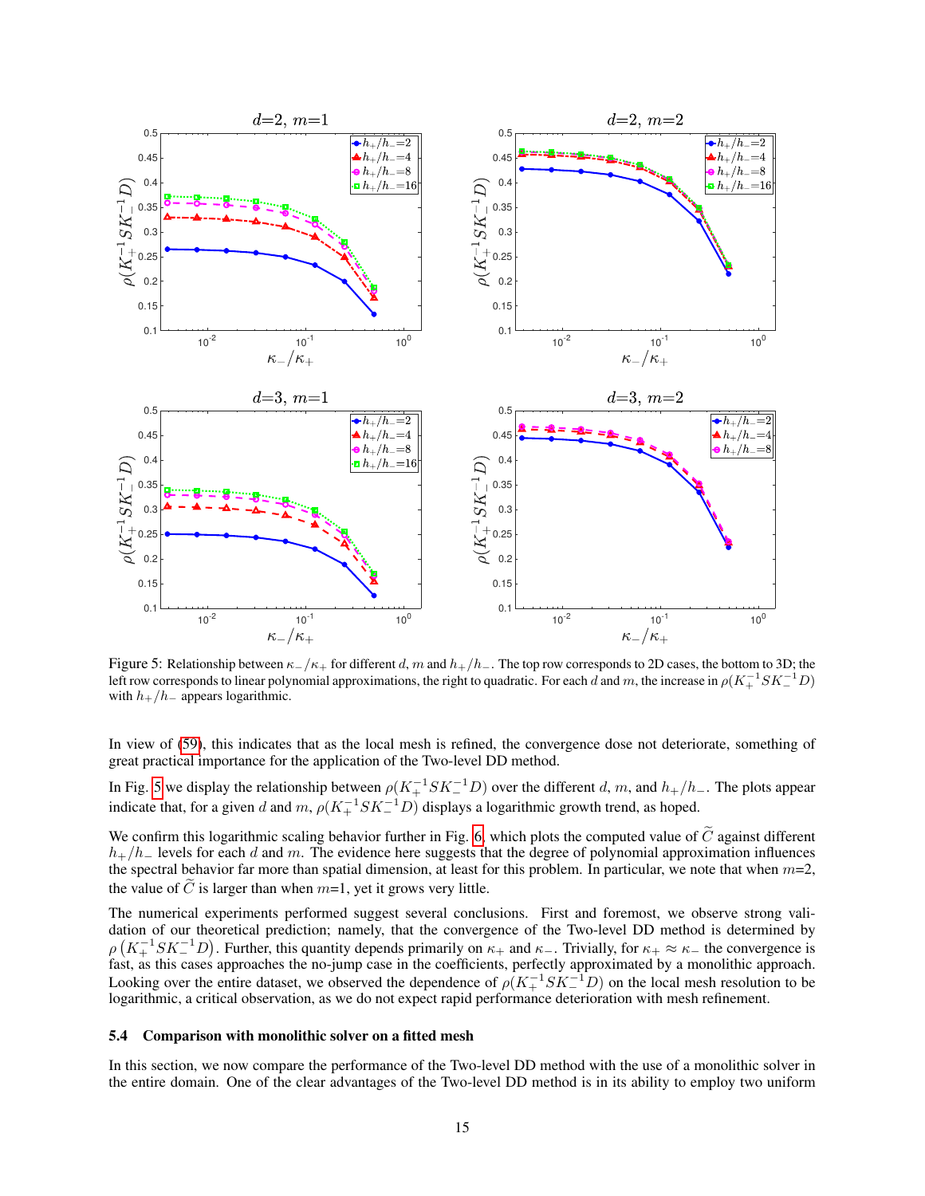Figure 5: Relationship between $\kappa_-/\kappa_+$ for different $d$, $m$ and $h_+/h_-$. The top row corresponds to 2D cases, the bottom to 3D; the left row corresponds to linear polynomial approximations, the right to quadratic. For each $d$ and $m$, the increase in $\rho(K_+^{-1}SK_-^{-1}D)$ with $h_+/h_-$ appears logarithmic.

In view of (59), this indicates that as the local mesh is refined, the convergence dose not deteriorate, something of great practical importance for the application of the Two-level DD method.

In Fig. 5 we display the relationship between $\rho(K_+^{-1}SK_-^{-1}D)$ over the different $d$, $m$, and $h_+/h_-$. The plots appear indicate that, for a given $d$ and $m$, $\rho(K_+^{-1}SK_-^{-1}D)$ displays a logarithmic growth trend, as hoped.

We confirm this logarithmic scaling behavior further in Fig. 6, which plots the computed value of $\widetilde{C}$ against different $h_+/h_-$ levels for each $d$ and $m$. The evidence here suggests that the degree of polynomial approximation influences the spectral behavior far more than spatial dimension, at least for this problem. In particular, we note that when $m$=2, the value of $\widetilde{C}$ is larger than when $m$=1, yet it grows very little.

The numerical experiments performed suggest several conclusions. First and foremost, we observe strong validation of our theoretical prediction; namely, that the convergence of the Two-level DD method is determined by $\rho\left(K_+^{-1}SK_-^{-1}D\right)$. Further, this quantity depends primarily on $\kappa_+$ and $\kappa_-$. Trivially, for $\kappa_+ \approx \kappa_-$ the convergence is fast, as this cases approaches the no-jump case in the coefficients, perfectly approximated by a monolithic approach. Looking over the entire dataset, we observed the dependence of $\rho(K_+^{-1}SK_-^{-1}D)$ on the local mesh resolution to be logarithmic, a critical observation, as we do not expect rapid performance deterioration with mesh refinement.

### 5.4 Comparison with monolithic solver on a fitted mesh

In this section, we now compare the performance of the Two-level DD method with the use of a monolithic solver in the entire domain. One of the clear advantages of the Two-level DD method is in its ability to employ two uniform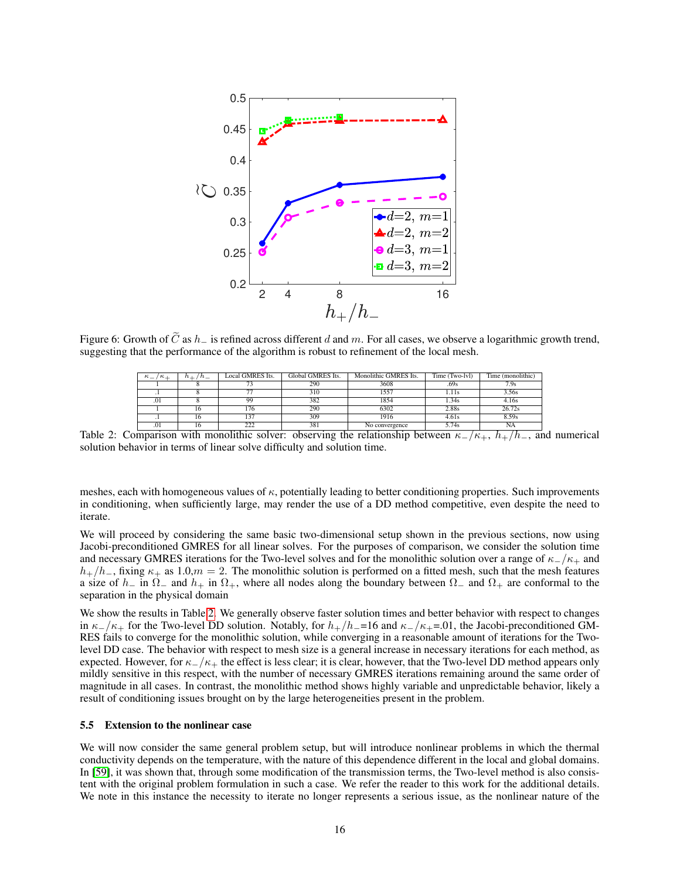Figure 6: Growth of $\widetilde{C}$ as $h_-$ is refined across different $d$ and $m$. For all cases, we observe a logarithmic growth trend, suggesting that the performance of the algorithm is robust to refinement of the local mesh.

| $\kappa_-/\kappa_+$ | $h_+/h_-$ | Local GMRES Its. | Global GMRES Its. | Monolithic GMRES Its. | Time (Two-lvl) | Time (monolithic) |
|---|---|---|---|---|---|---|
| 1 | 8 | 73 | 290 | 3608 | .69s | 7.9s |
| .1 | 8 | 77 | 310 | 1557 | 1.11s | 3.56s |
| .01 | 8 | 99 | 382 | 1854 | 1.34s | 4.16s |
| 1 | 16 | 176 | 290 | 6302 | 2.88s | 26.72s |
| .1 | 16 | 137 | 309 | 1916 | 4.61s | 8.59s |
| .01 | 16 | 222 | 381 | No convergence | 5.74s | NA |

Table 2: Comparison with monolithic solver: observing the relationship between $\kappa_-/\kappa_+$, $h_+/h_-$, and numerical solution behavior in terms of linear solve difficulty and solution time.

meshes, each with homogeneous values of $\kappa$, potentially leading to better conditioning properties. Such improvements in conditioning, when sufficiently large, may render the use of a DD method competitive, even despite the need to iterate.

We will proceed by considering the same basic two-dimensional setup shown in the previous sections, now using Jacobi-preconditioned GMRES for all linear solves. For the purposes of comparison, we consider the solution time and necessary GMRES iterations for the Two-level solves and for the monolithic solution over a range of $\kappa_-/\kappa_+$ and $h_+/h_-$, fixing $\kappa_+$ as $1.0$,$m = 2$. The monolithic solution is performed on a fitted mesh, such that the mesh features a size of $h_-$ in $\Omega_-$ and $h_+$ in $\Omega_+$, where all nodes along the boundary between $\Omega_-$ and $\Omega_+$ are conformal to the separation in the physical domain

We show the results in Table 2. We generally observe faster solution times and better behavior with respect to changes in $\kappa_-/\kappa_+$ for the Two-level DD solution. Notably, for $h_+/h_-$=16 and $\kappa_-/\kappa_+$=.01, the Jacobi-preconditioned GMRES fails to converge for the monolithic solution, while converging in a reasonable amount of iterations for the Two-level DD case. The behavior with respect to mesh size is a general increase in necessary iterations for each method, as expected. However, for $\kappa_-/\kappa_+$ the effect is less clear; it is clear, however, that the Two-level DD method appears only mildly sensitive in this respect, with the number of necessary GMRES iterations remaining around the same order of magnitude in all cases. In contrast, the monolithic method shows highly variable and unpredictable behavior, likely a result of conditioning issues brought on by the large heterogeneities present in the problem.

### 5.5 Extension to the nonlinear case

We will now consider the same general problem setup, but will introduce nonlinear problems in which the thermal conductivity depends on the temperature, with the nature of this dependence different in the local and global domains. In [59], it was shown that, through some modification of the transmission terms, the Two-level method is also consistent with the original problem formulation in such a case. We refer the reader to this work for the additional details. We note in this instance the necessity to iterate no longer represents a serious issue, as the nonlinear nature of the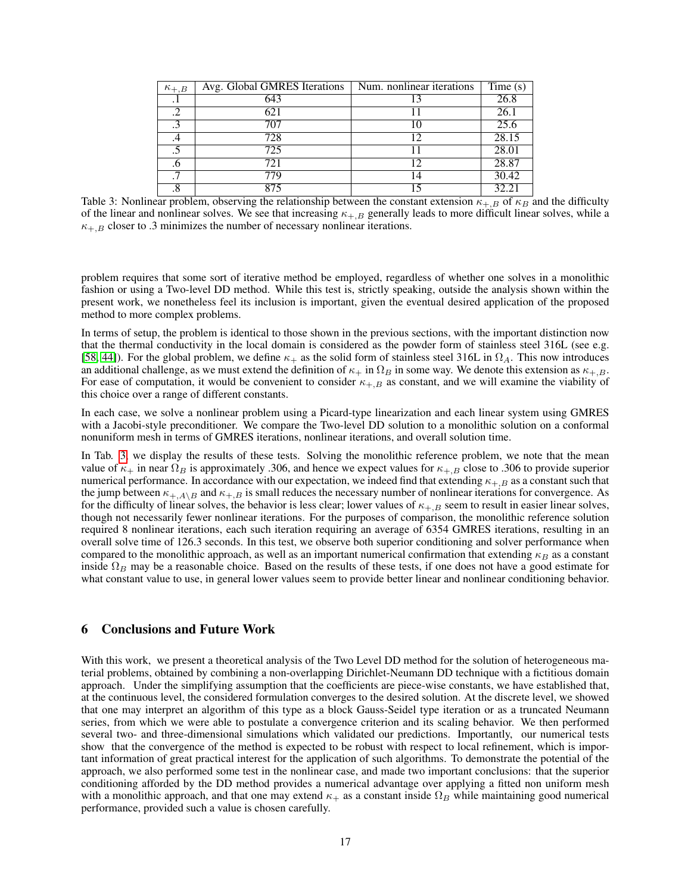| $\kappa_{+,B}$ | Avg. Global GMRES Iterations | Num. nonlinear iterations | Time (s) |
|---|---|---|---|
| .1 | 643 | 13 | 26.8 |
| .2 | 621 | 11 | 26.1 |
| .3 | 707 | 10 | 25.6 |
| .4 | 728 | 12 | 28.15 |
| .5 | 725 | 11 | 28.01 |
| .6 | 721 | 12 | 28.87 |
| .7 | 779 | 14 | 30.42 |
| .8 | 875 | 15 | 32.21 |

Table 3: Nonlinear problem, observing the relationship between the constant extension $\kappa_{+,B}$ of $\kappa_B$ and the difficulty of the linear and nonlinear solves. We see that increasing $\kappa_{+,B}$ generally leads to more difficult linear solves, while a $\kappa_{+,B}$ closer to .3 minimizes the number of necessary nonlinear iterations.

problem requires that some sort of iterative method be employed, regardless of whether one solves in a monolithic fashion or using a Two-level DD method. While this test is, strictly speaking, outside the analysis shown within the present work, we nonetheless feel its inclusion is important, given the eventual desired application of the proposed method to more complex problems.

In terms of setup, the problem is identical to those shown in the previous sections, with the important distinction now that the thermal conductivity in the local domain is considered as the powder form of stainless steel 316L (see e.g. [58, 44]). For the global problem, we define $\kappa_+$ as the solid form of stainless steel 316L in $\Omega_A$. This now introduces an additional challenge, as we must extend the definition of $\kappa_+$ in $\Omega_B$ in some way. We denote this extension as $\kappa_{+,B}$. For ease of computation, it would be convenient to consider $\kappa_{+,B}$ as constant, and we will examine the viability of this choice over a range of different constants.

In each case, we solve a nonlinear problem using a Picard-type linearization and each linear system using GMRES with a Jacobi-style preconditioner. We compare the Two-level DD solution to a monolithic solution on a conformal nonuniform mesh in terms of GMRES iterations, nonlinear iterations, and overall solution time.

In Tab. 3, we display the results of these tests. Solving the monolithic reference problem, we note that the mean value of $\kappa_+$ in near $\Omega_B$ is approximately .306, and hence we expect values for $\kappa_{+,B}$ close to .306 to provide superior numerical performance. In accordance with our expectation, we indeed find that extending $\kappa_{+,B}$ as a constant such that the jump between $\kappa_{+,A\setminus B}$ and $\kappa_{+,B}$ is small reduces the necessary number of nonlinear iterations for convergence. As for the difficulty of linear solves, the behavior is less clear; lower values of $\kappa_{+,B}$ seem to result in easier linear solves, though not necessarily fewer nonlinear iterations. For the purposes of comparison, the monolithic reference solution required 8 nonlinear iterations, each such iteration requiring an average of 6354 GMRES iterations, resulting in an overall solve time of 126.3 seconds. In this test, we observe both superior conditioning and solver performance when compared to the monolithic approach, as well as an important numerical confirmation that extending $\kappa_B$ as a constant inside $\Omega_B$ may be a reasonable choice. Based on the results of these tests, if one does not have a good estimate for what constant value to use, in general lower values seem to provide better linear and nonlinear conditioning behavior.

## 6 Conclusions and Future Work

With this work, we present a theoretical analysis of the Two Level DD method for the solution of heterogeneous material problems, obtained by combining a non-overlapping Dirichlet-Neumann DD technique with a fictitious domain approach. Under the simplifying assumption that the coefficients are piece-wise constants, we have established that, at the continuous level, the considered formulation converges to the desired solution. At the discrete level, we showed that one may interpret an algorithm of this type as a block Gauss-Seidel type iteration or as a truncated Neumann series, from which we were able to postulate a convergence criterion and its scaling behavior. We then performed several two- and three-dimensional simulations which validated our predictions. Importantly, our numerical tests show that the convergence of the method is expected to be robust with respect to local refinement, which is important information of great practical interest for the application of such algorithms. To demonstrate the potential of the approach, we also performed some test in the nonlinear case, and made two important conclusions: that the superior conditioning afforded by the DD method provides a numerical advantage over applying a fitted non uniform mesh with a monolithic approach, and that one may extend $\kappa_+$ as a constant inside $\Omega_B$ while maintaining good numerical performance, provided such a value is chosen carefully.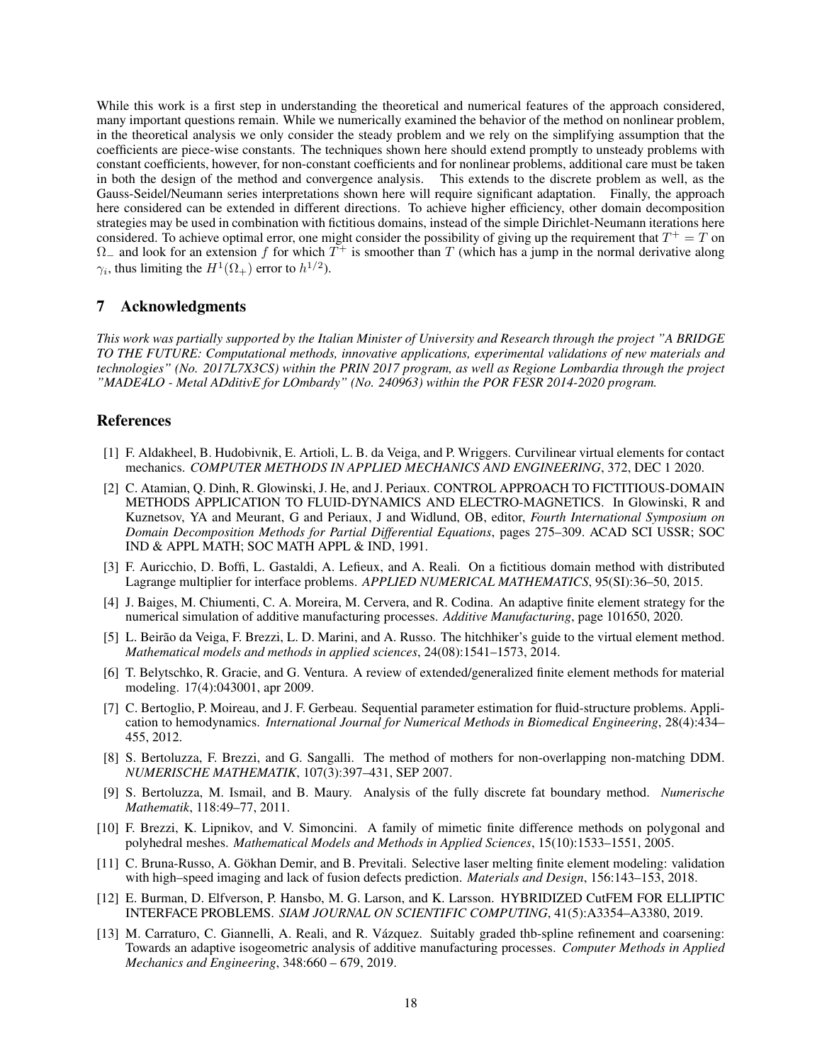While this work is a first step in understanding the theoretical and numerical features of the approach considered, many important questions remain. While we numerically examined the behavior of the method on nonlinear problem, in the theoretical analysis we only consider the steady problem and we rely on the simplifying assumption that the coefficients are piece-wise constants. The techniques shown here should extend promptly to unsteady problems with constant coefficients, however, for non-constant coefficients and for nonlinear problems, additional care must be taken in both the design of the method and convergence analysis. This extends to the discrete problem as well, as the Gauss-Seidel/Neumann series interpretations shown here will require significant adaptation. Finally, the approach here considered can be extended in different directions. To achieve higher efficiency, other domain decomposition strategies may be used in combination with fictitious domains, instead of the simple Dirichlet-Neumann iterations here considered. To achieve optimal error, one might consider the possibility of giving up the requirement that $T^+ = T$ on $\Omega_-$ and look for an extension $f$ for which $T^+$ is smoother than $T$ (which has a jump in the normal derivative along $\gamma_i$, thus limiting the $H^1(\Omega_+)$ error to $h^{1/2}$).

## 7 Acknowledgments

*This work was partially supported by the Italian Minister of University and Research through the project "A BRIDGE TO THE FUTURE: Computational methods, innovative applications, experimental validations of new materials and technologies" (No. 2017L7X3CS) within the PRIN 2017 program, as well as Regione Lombardia through the project "MADE4LO - Metal ADditivE for LOmbardy" (No. 240963) within the POR FESR 2014-2020 program.*

# References

[1] F. Aldakheel, B. Hudobivnik, E. Artioli, L. B. da Veiga, and P. Wriggers. Curvilinear virtual elements for contact mechanics. *COMPUTER METHODS IN APPLIED MECHANICS AND ENGINEERING*, 372, DEC 1 2020.

[2] C. Atamian, Q. Dinh, R. Glowinski, J. He, and J. Periaux. CONTROL APPROACH TO FICTITIOUS-DOMAIN METHODS APPLICATION TO FLUID-DYNAMICS AND ELECTRO-MAGNETICS. In Glowinski, R and Kuznetsov, YA and Meurant, G and Periaux, J and Widlund, OB, editor, *Fourth International Symposium on Domain Decomposition Methods for Partial Differential Equations*, pages 275–309. ACAD SCI USSR; SOC IND & APPL MATH; SOC MATH APPL & IND, 1991.

[3] F. Auricchio, D. Boffi, L. Gastaldi, A. Lefieux, and A. Reali. On a fictitious domain method with distributed Lagrange multiplier for interface problems. *APPLIED NUMERICAL MATHEMATICS*, 95(SI):36–50, 2015.

[4] J. Baiges, M. Chiumenti, C. A. Moreira, M. Cervera, and R. Codina. An adaptive finite element strategy for the numerical simulation of additive manufacturing processes. *Additive Manufacturing*, page 101650, 2020.

[5] L. Beirão da Veiga, F. Brezzi, L. D. Marini, and A. Russo. The hitchhiker's guide to the virtual element method. *Mathematical models and methods in applied sciences*, 24(08):1541–1573, 2014.

[6] T. Belytschko, R. Gracie, and G. Ventura. A review of extended/generalized finite element methods for material modeling. 17(4):043001, apr 2009.

[7] C. Bertoglio, P. Moireau, and J. F. Gerbeau. Sequential parameter estimation for fluid-structure problems. Application to hemodynamics. *International Journal for Numerical Methods in Biomedical Engineering*, 28(4):434–455, 2012.

[8] S. Bertoluzza, F. Brezzi, and G. Sangalli. The method of mothers for non-overlapping non-matching DDM. *NUMERISCHE MATHEMATIK*, 107(3):397–431, SEP 2007.

[9] S. Bertoluzza, M. Ismail, and B. Maury. Analysis of the fully discrete fat boundary method. *Numerische Mathematik*, 118:49–77, 2011.

[10] F. Brezzi, K. Lipnikov, and V. Simoncini. A family of mimetic finite difference methods on polygonal and polyhedral meshes. *Mathematical Models and Methods in Applied Sciences*, 15(10):1533–1551, 2005.

[11] C. Bruna-Russo, A. Gökhan Demir, and B. Previtali. Selective laser melting finite element modeling: validation with high–speed imaging and lack of fusion defects prediction. *Materials and Design*, 156:143–153, 2018.

[12] E. Burman, D. Elfverson, P. Hansbo, M. G. Larson, and K. Larsson. HYBRIDIZED CutFEM FOR ELLIPTIC INTERFACE PROBLEMS. *SIAM JOURNAL ON SCIENTIFIC COMPUTING*, 41(5):A3354–A3380, 2019.

[13] M. Carraturo, C. Giannelli, A. Reali, and R. Vázquez. Suitably graded thb-spline refinement and coarsening: Towards an adaptive isogeometric analysis of additive manufacturing processes. *Computer Methods in Applied Mechanics and Engineering*, 348:660 – 679, 2019.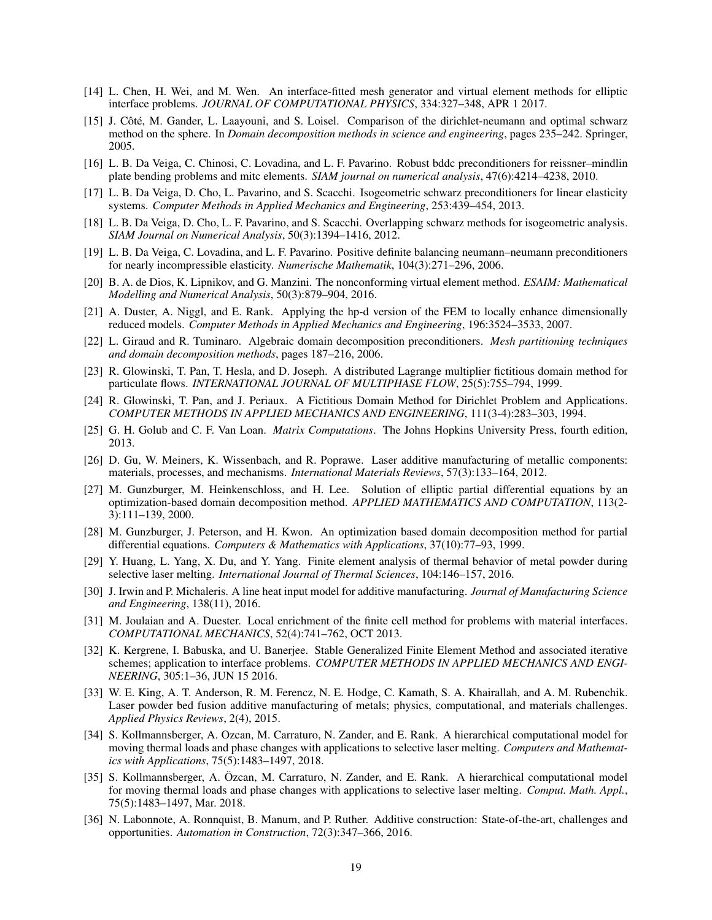[14] L. Chen, H. Wei, and M. Wen. An interface-fitted mesh generator and virtual element methods for elliptic interface problems. *JOURNAL OF COMPUTATIONAL PHYSICS*, 334:327–348, APR 1 2017.

[15] J. Côté, M. Gander, L. Laayouni, and S. Loisel. Comparison of the dirichlet-neumann and optimal schwarz method on the sphere. In *Domain decomposition methods in science and engineering*, pages 235–242. Springer, 2005.

[16] L. B. Da Veiga, C. Chinosi, C. Lovadina, and L. F. Pavarino. Robust bddc preconditioners for reissner–mindlin plate bending problems and mitc elements. *SIAM journal on numerical analysis*, 47(6):4214–4238, 2010.

[17] L. B. Da Veiga, D. Cho, L. Pavarino, and S. Scacchi. Isogeometric schwarz preconditioners for linear elasticity systems. *Computer Methods in Applied Mechanics and Engineering*, 253:439–454, 2013.

[18] L. B. Da Veiga, D. Cho, L. F. Pavarino, and S. Scacchi. Overlapping schwarz methods for isogeometric analysis. *SIAM Journal on Numerical Analysis*, 50(3):1394–1416, 2012.

[19] L. B. Da Veiga, C. Lovadina, and L. F. Pavarino. Positive definite balancing neumann–neumann preconditioners for nearly incompressible elasticity. *Numerische Mathematik*, 104(3):271–296, 2006.

[20] B. A. de Dios, K. Lipnikov, and G. Manzini. The nonconforming virtual element method. *ESAIM: Mathematical Modelling and Numerical Analysis*, 50(3):879–904, 2016.

[21] A. Duster, A. Niggl, and E. Rank. Applying the hp-d version of the FEM to locally enhance dimensionally reduced models. *Computer Methods in Applied Mechanics and Engineering*, 196:3524–3533, 2007.

[22] L. Giraud and R. Tuminaro. Algebraic domain decomposition preconditioners. *Mesh partitioning techniques and domain decomposition methods*, pages 187–216, 2006.

[23] R. Glowinski, T. Pan, T. Hesla, and D. Joseph. A distributed Lagrange multiplier fictitious domain method for particulate flows. *INTERNATIONAL JOURNAL OF MULTIPHASE FLOW*, 25(5):755–794, 1999.

[24] R. Glowinski, T. Pan, and J. Periaux. A Fictitious Domain Method for Dirichlet Problem and Applications. *COMPUTER METHODS IN APPLIED MECHANICS AND ENGINEERING*, 111(3-4):283–303, 1994.

[25] G. H. Golub and C. F. Van Loan. *Matrix Computations*. The Johns Hopkins University Press, fourth edition, 2013.

[26] D. Gu, W. Meiners, K. Wissenbach, and R. Poprawe. Laser additive manufacturing of metallic components: materials, processes, and mechanisms. *International Materials Reviews*, 57(3):133–164, 2012.

[27] M. Gunzburger, M. Heinkenschloss, and H. Lee. Solution of elliptic partial differential equations by an optimization-based domain decomposition method. *APPLIED MATHEMATICS AND COMPUTATION*, 113(2-3):111–139, 2000.

[28] M. Gunzburger, J. Peterson, and H. Kwon. An optimization based domain decomposition method for partial differential equations. *Computers & Mathematics with Applications*, 37(10):77–93, 1999.

[29] Y. Huang, L. Yang, X. Du, and Y. Yang. Finite element analysis of thermal behavior of metal powder during selective laser melting. *International Journal of Thermal Sciences*, 104:146–157, 2016.

[30] J. Irwin and P. Michaleris. A line heat input model for additive manufacturing. *Journal of Manufacturing Science and Engineering*, 138(11), 2016.

[31] M. Joulaian and A. Duester. Local enrichment of the finite cell method for problems with material interfaces. *COMPUTATIONAL MECHANICS*, 52(4):741–762, OCT 2013.

[32] K. Kergrene, I. Babuska, and U. Banerjee. Stable Generalized Finite Element Method and associated iterative schemes; application to interface problems. *COMPUTER METHODS IN APPLIED MECHANICS AND ENGINEERING*, 305:1–36, JUN 15 2016.

[33] W. E. King, A. T. Anderson, R. M. Ferencz, N. E. Hodge, C. Kamath, S. A. Khairallah, and A. M. Rubenchik. Laser powder bed fusion additive manufacturing of metals; physics, computational, and materials challenges. *Applied Physics Reviews*, 2(4), 2015.

[34] S. Kollmannsberger, A. Ozcan, M. Carraturo, N. Zander, and E. Rank. A hierarchical computational model for moving thermal loads and phase changes with applications to selective laser melting. *Computers and Mathematics with Applications*, 75(5):1483–1497, 2018.

[35] S. Kollmannsberger, A. Özcan, M. Carraturo, N. Zander, and E. Rank. A hierarchical computational model for moving thermal loads and phase changes with applications to selective laser melting. *Comput. Math. Appl.*, 75(5):1483–1497, Mar. 2018.

[36] N. Labonnote, A. Ronnquist, B. Manum, and P. Ruther. Additive construction: State-of-the-art, challenges and opportunities. *Automation in Construction*, 72(3):347–366, 2016.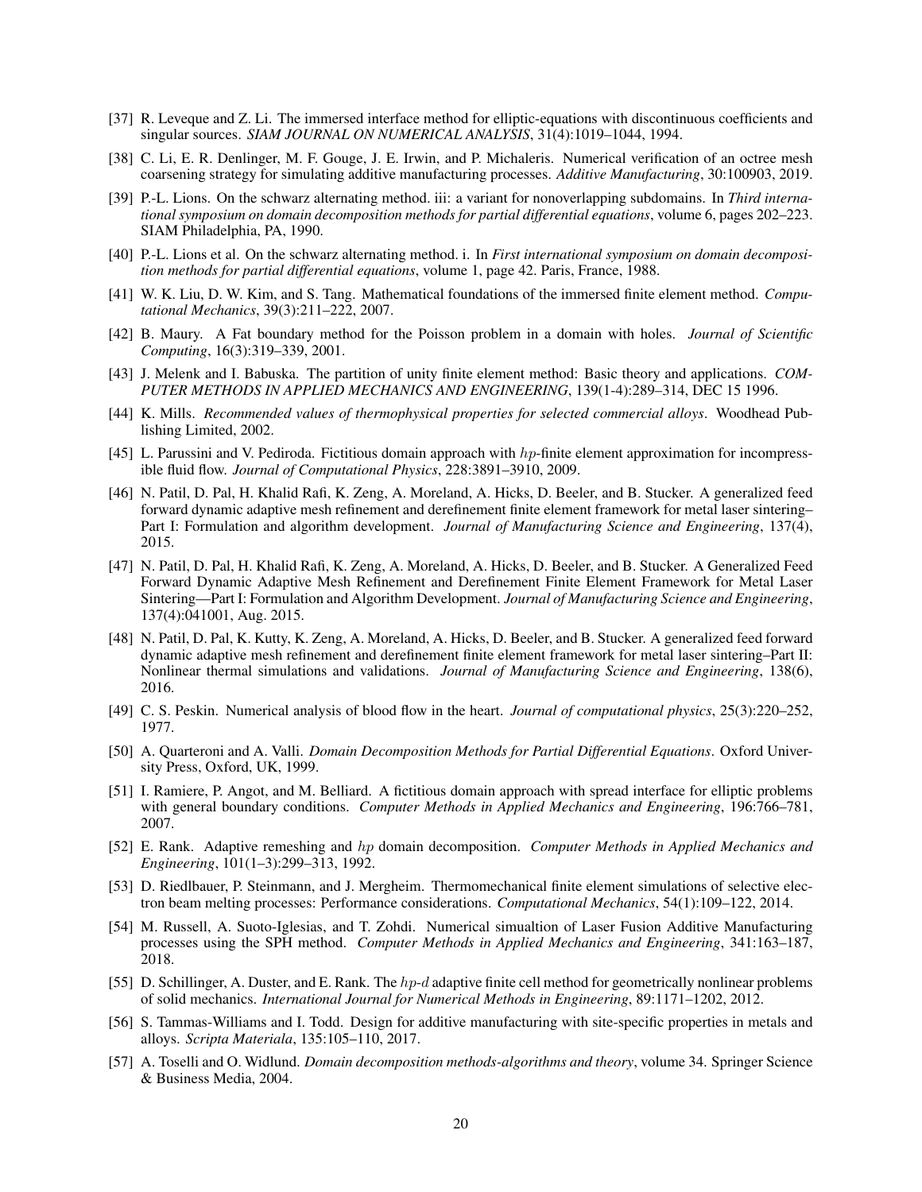[37] R. Leveque and Z. Li. The immersed interface method for elliptic-equations with discontinuous coefficients and singular sources. *SIAM JOURNAL ON NUMERICAL ANALYSIS*, 31(4):1019–1044, 1994.

[38] C. Li, E. R. Denlinger, M. F. Gouge, J. E. Irwin, and P. Michaleris. Numerical verification of an octree mesh coarsening strategy for simulating additive manufacturing processes. *Additive Manufacturing*, 30:100903, 2019.

[39] P.-L. Lions. On the schwarz alternating method. iii: a variant for nonoverlapping subdomains. In *Third international symposium on domain decomposition methods for partial differential equations*, volume 6, pages 202–223. SIAM Philadelphia, PA, 1990.

[40] P.-L. Lions et al. On the schwarz alternating method. i. In *First international symposium on domain decomposition methods for partial differential equations*, volume 1, page 42. Paris, France, 1988.

[41] W. K. Liu, D. W. Kim, and S. Tang. Mathematical foundations of the immersed finite element method. *Computational Mechanics*, 39(3):211–222, 2007.

[42] B. Maury. A Fat boundary method for the Poisson problem in a domain with holes. *Journal of Scientific Computing*, 16(3):319–339, 2001.

[43] J. Melenk and I. Babuska. The partition of unity finite element method: Basic theory and applications. *COMPUTER METHODS IN APPLIED MECHANICS AND ENGINEERING*, 139(1-4):289–314, DEC 15 1996.

[44] K. Mills. *Recommended values of thermophysical properties for selected commercial alloys*. Woodhead Publishing Limited, 2002.

[45] L. Parussini and V. Pediroda. Fictitious domain approach with $hp$-finite element approximation for incompressible fluid flow. *Journal of Computational Physics*, 228:3891–3910, 2009.

[46] N. Patil, D. Pal, H. Khalid Rafi, K. Zeng, A. Moreland, A. Hicks, D. Beeler, and B. Stucker. A generalized feed forward dynamic adaptive mesh refinement and derefinement finite element framework for metal laser sintering–Part I: Formulation and algorithm development. *Journal of Manufacturing Science and Engineering*, 137(4), 2015.

[47] N. Patil, D. Pal, H. Khalid Rafi, K. Zeng, A. Moreland, A. Hicks, D. Beeler, and B. Stucker. A Generalized Feed Forward Dynamic Adaptive Mesh Refinement and Derefinement Finite Element Framework for Metal Laser Sintering—Part I: Formulation and Algorithm Development. *Journal of Manufacturing Science and Engineering*, 137(4):041001, Aug. 2015.

[48] N. Patil, D. Pal, K. Kutty, K. Zeng, A. Moreland, A. Hicks, D. Beeler, and B. Stucker. A generalized feed forward dynamic adaptive mesh refinement and derefinement finite element framework for metal laser sintering–Part II: Nonlinear thermal simulations and validations. *Journal of Manufacturing Science and Engineering*, 138(6), 2016.

[49] C. S. Peskin. Numerical analysis of blood flow in the heart. *Journal of computational physics*, 25(3):220–252, 1977.

[50] A. Quarteroni and A. Valli. *Domain Decomposition Methods for Partial Differential Equations*. Oxford University Press, Oxford, UK, 1999.

[51] I. Ramiere, P. Angot, and M. Belliard. A fictitious domain approach with spread interface for elliptic problems with general boundary conditions. *Computer Methods in Applied Mechanics and Engineering*, 196:766–781, 2007.

[52] E. Rank. Adaptive remeshing and $hp$ domain decomposition. *Computer Methods in Applied Mechanics and Engineering*, 101(1–3):299–313, 1992.

[53] D. Riedlbauer, P. Steinmann, and J. Mergheim. Thermomechanical finite element simulations of selective electron beam melting processes: Performance considerations. *Computational Mechanics*, 54(1):109–122, 2014.

[54] M. Russell, A. Suoto-Iglesias, and T. Zohdi. Numerical simualtion of Laser Fusion Additive Manufacturing processes using the SPH method. *Computer Methods in Applied Mechanics and Engineering*, 341:163–187, 2018.

[55] D. Schillinger, A. Duster, and E. Rank. The $hp$-$d$ adaptive finite cell method for geometrically nonlinear problems of solid mechanics. *International Journal for Numerical Methods in Engineering*, 89:1171–1202, 2012.

[56] S. Tammas-Williams and I. Todd. Design for additive manufacturing with site-specific properties in metals and alloys. *Scripta Materiala*, 135:105–110, 2017.

[57] A. Toselli and O. Widlund. *Domain decomposition methods-algorithms and theory*, volume 34. Springer Science & Business Media, 2004.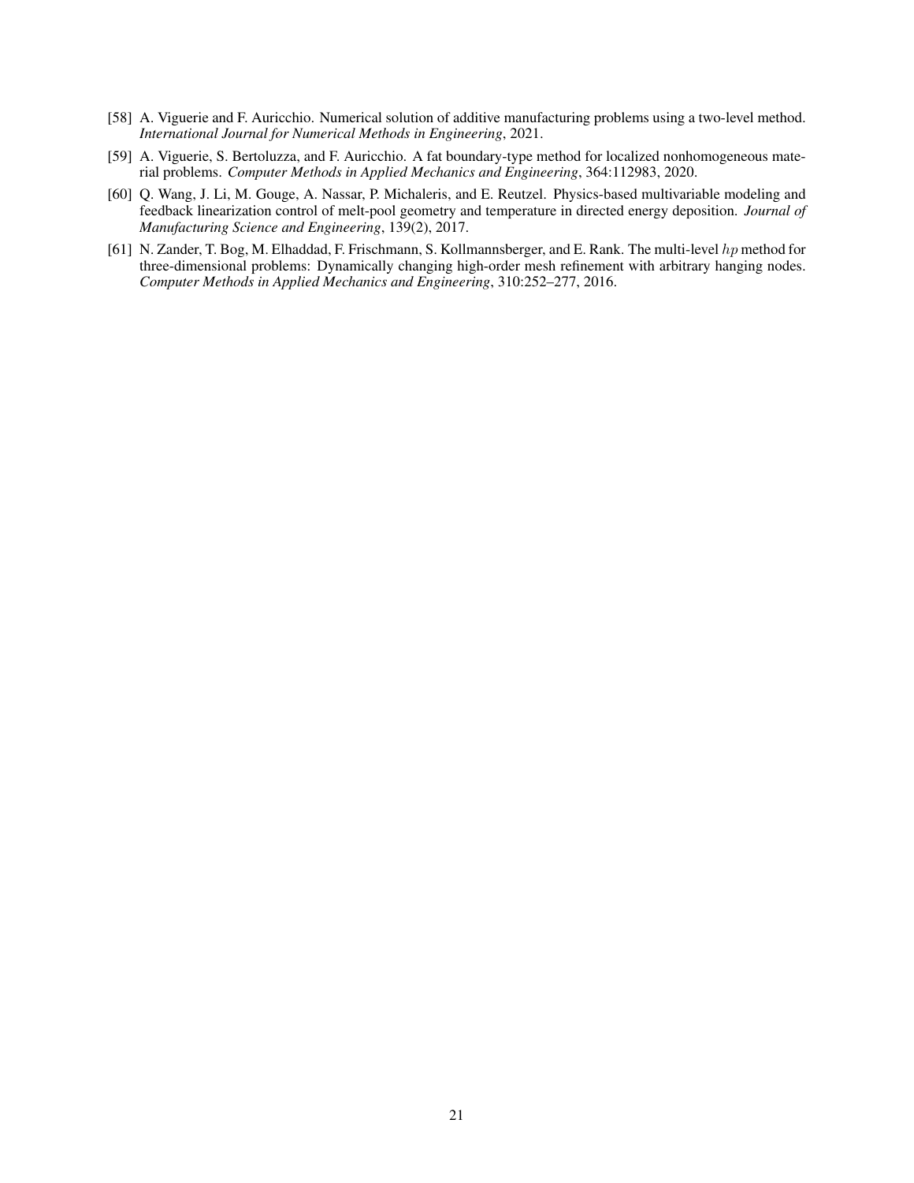[58] A. Viguerie and F. Auricchio. Numerical solution of additive manufacturing problems using a two-level method. *International Journal for Numerical Methods in Engineering*, 2021.

[59] A. Viguerie, S. Bertoluzza, and F. Auricchio. A fat boundary-type method for localized nonhomogeneous material problems. *Computer Methods in Applied Mechanics and Engineering*, 364:112983, 2020.

[60] Q. Wang, J. Li, M. Gouge, A. Nassar, P. Michaleris, and E. Reutzel. Physics-based multivariable modeling and feedback linearization control of melt-pool geometry and temperature in directed energy deposition. *Journal of Manufacturing Science and Engineering*, 139(2), 2017.

[61] N. Zander, T. Bog, M. Elhaddad, F. Frischmann, S. Kollmannsberger, and E. Rank. The multi-level $hp$ method for three-dimensional problems: Dynamically changing high-order mesh refinement with arbitrary hanging nodes. *Computer Methods in Applied Mechanics and Engineering*, 310:252–277, 2016.